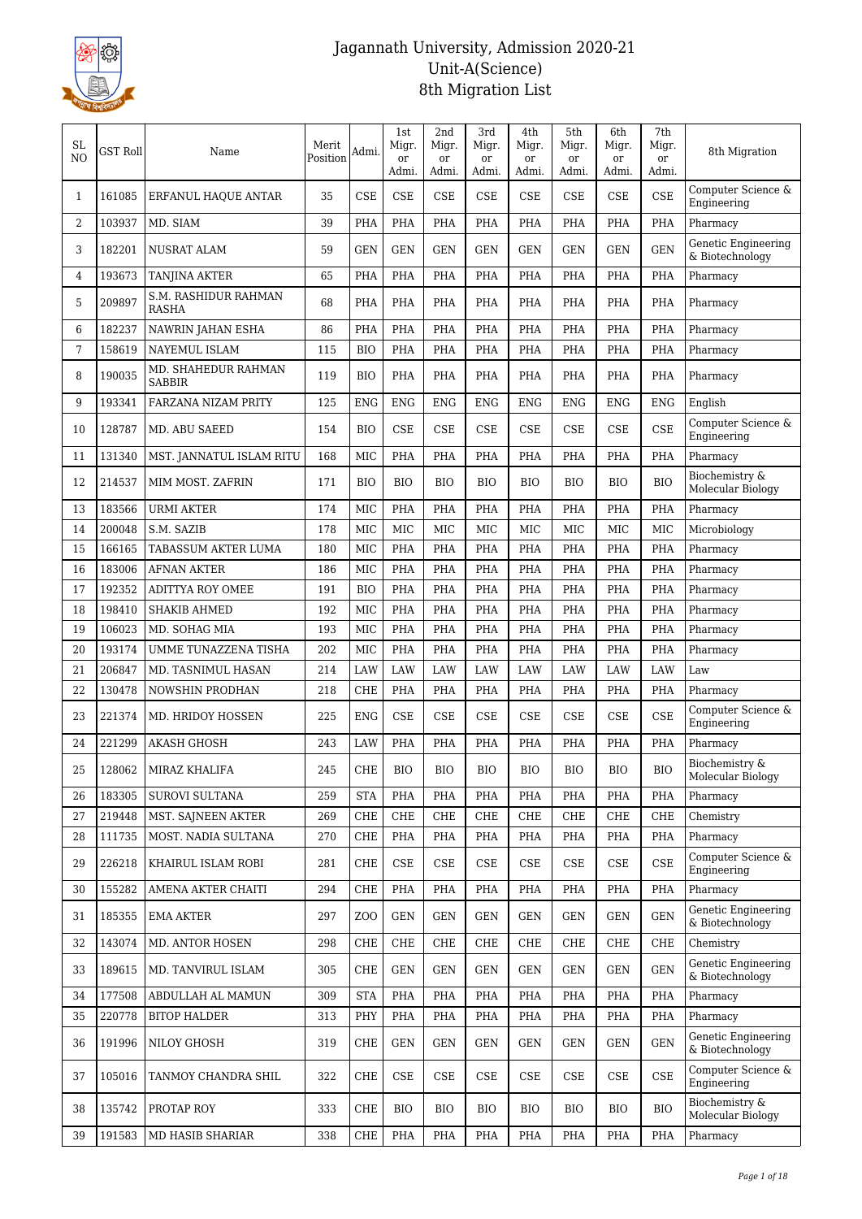# Jagannath University, Admission 2020-21
## Unit-A(Science)
## 8th Migration List

| SL NO | GST Roll | Name | Merit Position | Admi. | 1st Migr. or Admi. | 2nd Migr. or Admi. | 3rd Migr. or Admi. | 4th Migr. or Admi. | 5th Migr. or Admi. | 6th Migr. or Admi. | 7th Migr. or Admi. | 8th Migration |
|---|---|---|---|---|---|---|---|---|---|---|---|---|
| 1 | 161085 | ERFANUL HAQUE ANTAR | 35 | CSE | CSE | CSE | CSE | CSE | CSE | CSE | CSE | Computer Science & Engineering |
| 2 | 103937 | MD. SIAM | 39 | PHA | PHA | PHA | PHA | PHA | PHA | PHA | PHA | Pharmacy |
| 3 | 182201 | NUSRAT ALAM | 59 | GEN | GEN | GEN | GEN | GEN | GEN | GEN | GEN | Genetic Engineering & Biotechnology |
| 4 | 193673 | TANJINA AKTER | 65 | PHA | PHA | PHA | PHA | PHA | PHA | PHA | PHA | Pharmacy |
| 5 | 209897 | S.M. RASHIDUR RAHMAN RASHA | 68 | PHA | PHA | PHA | PHA | PHA | PHA | PHA | PHA | Pharmacy |
| 6 | 182237 | NAWRIN JAHAN ESHA | 86 | PHA | PHA | PHA | PHA | PHA | PHA | PHA | PHA | Pharmacy |
| 7 | 158619 | NAYEMUL ISLAM | 115 | BIO | PHA | PHA | PHA | PHA | PHA | PHA | PHA | Pharmacy |
| 8 | 190035 | MD. SHAHEDUR RAHMAN SABBIR | 119 | BIO | PHA | PHA | PHA | PHA | PHA | PHA | PHA | Pharmacy |
| 9 | 193341 | FARZANA NIZAM PRITY | 125 | ENG | ENG | ENG | ENG | ENG | ENG | ENG | ENG | English |
| 10 | 128787 | MD. ABU SAEED | 154 | BIO | CSE | CSE | CSE | CSE | CSE | CSE | CSE | Computer Science & Engineering |
| 11 | 131340 | MST. JANNATUL ISLAM RITU | 168 | MIC | PHA | PHA | PHA | PHA | PHA | PHA | PHA | Pharmacy |
| 12 | 214537 | MIM MOST. ZAFRIN | 171 | BIO | BIO | BIO | BIO | BIO | BIO | BIO | BIO | Biochemistry & Molecular Biology |
| 13 | 183566 | URMI AKTER | 174 | MIC | PHA | PHA | PHA | PHA | PHA | PHA | PHA | Pharmacy |
| 14 | 200048 | S.M. SAZIB | 178 | MIC | MIC | MIC | MIC | MIC | MIC | MIC | MIC | Microbiology |
| 15 | 166165 | TABASSUM AKTER LUMA | 180 | MIC | PHA | PHA | PHA | PHA | PHA | PHA | PHA | Pharmacy |
| 16 | 183006 | AFNAN AKTER | 186 | MIC | PHA | PHA | PHA | PHA | PHA | PHA | PHA | Pharmacy |
| 17 | 192352 | ADITTYA ROY OMEE | 191 | BIO | PHA | PHA | PHA | PHA | PHA | PHA | PHA | Pharmacy |
| 18 | 198410 | SHAKIB AHMED | 192 | MIC | PHA | PHA | PHA | PHA | PHA | PHA | PHA | Pharmacy |
| 19 | 106023 | MD. SOHAG MIA | 193 | MIC | PHA | PHA | PHA | PHA | PHA | PHA | PHA | Pharmacy |
| 20 | 193174 | UMME TUNAZZENA TISHA | 202 | MIC | PHA | PHA | PHA | PHA | PHA | PHA | PHA | Pharmacy |
| 21 | 206847 | MD. TASNIMUL HASAN | 214 | LAW | LAW | LAW | LAW | LAW | LAW | LAW | LAW | Law |
| 22 | 130478 | NOWSHIN PRODHAN | 218 | CHE | PHA | PHA | PHA | PHA | PHA | PHA | PHA | Pharmacy |
| 23 | 221374 | MD. HRIDOY HOSSEN | 225 | ENG | CSE | CSE | CSE | CSE | CSE | CSE | CSE | Computer Science & Engineering |
| 24 | 221299 | AKASH GHOSH | 243 | LAW | PHA | PHA | PHA | PHA | PHA | PHA | PHA | Pharmacy |
| 25 | 128062 | MIRAZ KHALIFA | 245 | CHE | BIO | BIO | BIO | BIO | BIO | BIO | BIO | Biochemistry & Molecular Biology |
| 26 | 183305 | SUROVI SULTANA | 259 | STA | PHA | PHA | PHA | PHA | PHA | PHA | PHA | Pharmacy |
| 27 | 219448 | MST. SAJNEEN AKTER | 269 | CHE | CHE | CHE | CHE | CHE | CHE | CHE | CHE | Chemistry |
| 28 | 111735 | MOST. NADIA SULTANA | 270 | CHE | PHA | PHA | PHA | PHA | PHA | PHA | PHA | Pharmacy |
| 29 | 226218 | KHAIRUL ISLAM ROBI | 281 | CHE | CSE | CSE | CSE | CSE | CSE | CSE | CSE | Computer Science & Engineering |
| 30 | 155282 | AMENA AKTER CHAITI | 294 | CHE | PHA | PHA | PHA | PHA | PHA | PHA | PHA | Pharmacy |
| 31 | 185355 | EMA AKTER | 297 | ZOO | GEN | GEN | GEN | GEN | GEN | GEN | GEN | Genetic Engineering & Biotechnology |
| 32 | 143074 | MD. ANTOR HOSEN | 298 | CHE | CHE | CHE | CHE | CHE | CHE | CHE | CHE | Chemistry |
| 33 | 189615 | MD. TANVIRUL ISLAM | 305 | CHE | GEN | GEN | GEN | GEN | GEN | GEN | GEN | Genetic Engineering & Biotechnology |
| 34 | 177508 | ABDULLAH AL MAMUN | 309 | STA | PHA | PHA | PHA | PHA | PHA | PHA | PHA | Pharmacy |
| 35 | 220778 | BITOP HALDER | 313 | PHY | PHA | PHA | PHA | PHA | PHA | PHA | PHA | Pharmacy |
| 36 | 191996 | NILOY GHOSH | 319 | CHE | GEN | GEN | GEN | GEN | GEN | GEN | GEN | Genetic Engineering & Biotechnology |
| 37 | 105016 | TANMOY CHANDRA SHIL | 322 | CHE | CSE | CSE | CSE | CSE | CSE | CSE | CSE | Computer Science & Engineering |
| 38 | 135742 | PROTAP ROY | 333 | CHE | BIO | BIO | BIO | BIO | BIO | BIO | BIO | Biochemistry & Molecular Biology |
| 39 | 191583 | MD HASIB SHARIAR | 338 | CHE | PHA | PHA | PHA | PHA | PHA | PHA | PHA | Pharmacy |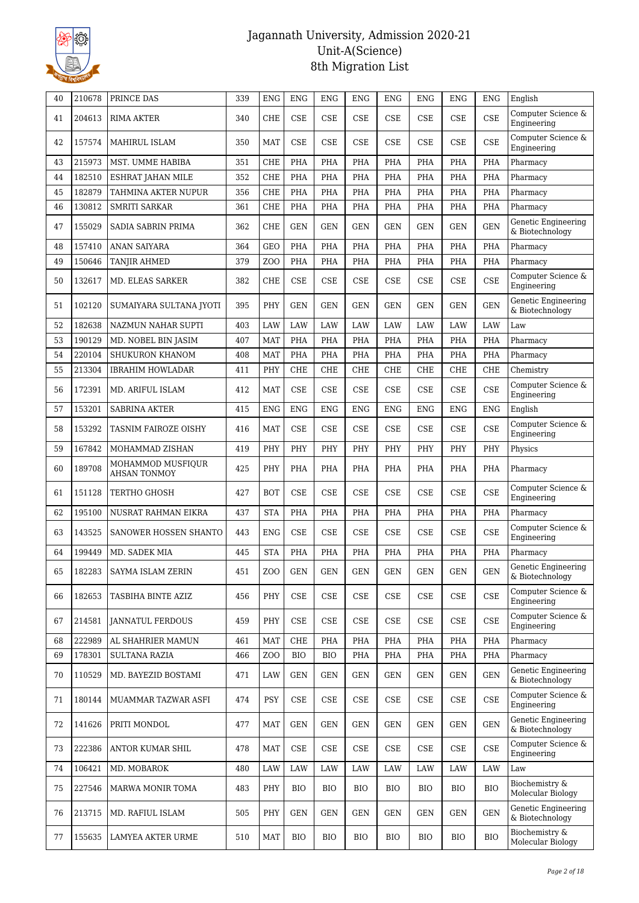| 40 | 210678 | PRINCE DAS | 339 | ENG | ENG | ENG | ENG | ENG | ENG | ENG | ENG | English |
|---|---|---|---|---|---|---|---|---|---|---|---|---|
| 41 | 204613 | RIMA AKTER | 340 | CHE | CSE | CSE | CSE | CSE | CSE | CSE | CSE | Computer Science & Engineering |
| 42 | 157574 | MAHIRUL ISLAM | 350 | MAT | CSE | CSE | CSE | CSE | CSE | CSE | CSE | Computer Science & Engineering |
| 43 | 215973 | MST. UMME HABIBA | 351 | CHE | PHA | PHA | PHA | PHA | PHA | PHA | PHA | Pharmacy |
| 44 | 182510 | ESHRAT JAHAN MILE | 352 | CHE | PHA | PHA | PHA | PHA | PHA | PHA | PHA | Pharmacy |
| 45 | 182879 | TAHMINA AKTER NUPUR | 356 | CHE | PHA | PHA | PHA | PHA | PHA | PHA | PHA | Pharmacy |
| 46 | 130812 | SMRITI SARKAR | 361 | CHE | PHA | PHA | PHA | PHA | PHA | PHA | PHA | Pharmacy |
| 47 | 155029 | SADIA SABRIN PRIMA | 362 | CHE | GEN | GEN | GEN | GEN | GEN | GEN | GEN | Genetic Engineering & Biotechnology |
| 48 | 157410 | ANAN SAIYARA | 364 | GEO | PHA | PHA | PHA | PHA | PHA | PHA | PHA | Pharmacy |
| 49 | 150646 | TANJIR AHMED | 379 | ZOO | PHA | PHA | PHA | PHA | PHA | PHA | PHA | Pharmacy |
| 50 | 132617 | MD. ELEAS SARKER | 382 | CHE | CSE | CSE | CSE | CSE | CSE | CSE | CSE | Computer Science & Engineering |
| 51 | 102120 | SUMAIYARA SULTANA JYOTI | 395 | PHY | GEN | GEN | GEN | GEN | GEN | GEN | GEN | Genetic Engineering & Biotechnology |
| 52 | 182638 | NAZMUN NAHAR SUPTI | 403 | LAW | LAW | LAW | LAW | LAW | LAW | LAW | LAW | Law |
| 53 | 190129 | MD. NOBEL BIN JASIM | 407 | MAT | PHA | PHA | PHA | PHA | PHA | PHA | PHA | Pharmacy |
| 54 | 220104 | SHUKURON KHANOM | 408 | MAT | PHA | PHA | PHA | PHA | PHA | PHA | PHA | Pharmacy |
| 55 | 213304 | IBRAHIM HOWLADAR | 411 | PHY | CHE | CHE | CHE | CHE | CHE | CHE | CHE | Chemistry |
| 56 | 172391 | MD. ARIFUL ISLAM | 412 | MAT | CSE | CSE | CSE | CSE | CSE | CSE | CSE | Computer Science & Engineering |
| 57 | 153201 | SABRINA AKTER | 415 | ENG | ENG | ENG | ENG | ENG | ENG | ENG | ENG | English |
| 58 | 153292 | TASNIM FAIROZE OISHY | 416 | MAT | CSE | CSE | CSE | CSE | CSE | CSE | CSE | Computer Science & Engineering |
| 59 | 167842 | MOHAMMAD ZISHAN | 419 | PHY | PHY | PHY | PHY | PHY | PHY | PHY | PHY | Physics |
| 60 | 189708 | MOHAMMOD MUSFIQUR AHSAN TONMOY | 425 | PHY | PHA | PHA | PHA | PHA | PHA | PHA | PHA | Pharmacy |
| 61 | 151128 | TERTHO GHOSH | 427 | BOT | CSE | CSE | CSE | CSE | CSE | CSE | CSE | Computer Science & Engineering |
| 62 | 195100 | NUSRAT RAHMAN EIKRA | 437 | STA | PHA | PHA | PHA | PHA | PHA | PHA | PHA | Pharmacy |
| 63 | 143525 | SANOWER HOSSEN SHANTO | 443 | ENG | CSE | CSE | CSE | CSE | CSE | CSE | CSE | Computer Science & Engineering |
| 64 | 199449 | MD. SADEK MIA | 445 | STA | PHA | PHA | PHA | PHA | PHA | PHA | PHA | Pharmacy |
| 65 | 182283 | SAYMA ISLAM ZERIN | 451 | ZOO | GEN | GEN | GEN | GEN | GEN | GEN | GEN | Genetic Engineering & Biotechnology |
| 66 | 182653 | TASBIHA BINTE AZIZ | 456 | PHY | CSE | CSE | CSE | CSE | CSE | CSE | CSE | Computer Science & Engineering |
| 67 | 214581 | JANNATUL FERDOUS | 459 | PHY | CSE | CSE | CSE | CSE | CSE | CSE | CSE | Computer Science & Engineering |
| 68 | 222989 | AL SHAHRIER MAMUN | 461 | MAT | CHE | PHA | PHA | PHA | PHA | PHA | PHA | Pharmacy |
| 69 | 178301 | SULTANA RAZIA | 466 | ZOO | BIO | BIO | PHA | PHA | PHA | PHA | PHA | Pharmacy |
| 70 | 110529 | MD. BAYEZID BOSTAMI | 471 | LAW | GEN | GEN | GEN | GEN | GEN | GEN | GEN | Genetic Engineering & Biotechnology |
| 71 | 180144 | MUAMMAR TAZWAR ASFI | 474 | PSY | CSE | CSE | CSE | CSE | CSE | CSE | CSE | Computer Science & Engineering |
| 72 | 141626 | PRITI MONDOL | 477 | MAT | GEN | GEN | GEN | GEN | GEN | GEN | GEN | Genetic Engineering & Biotechnology |
| 73 | 222386 | ANTOR KUMAR SHIL | 478 | MAT | CSE | CSE | CSE | CSE | CSE | CSE | CSE | Computer Science & Engineering |
| 74 | 106421 | MD. MOBAROK | 480 | LAW | LAW | LAW | LAW | LAW | LAW | LAW | LAW | Law |
| 75 | 227546 | MARWA MONIR TOMA | 483 | PHY | BIO | BIO | BIO | BIO | BIO | BIO | BIO | Biochemistry & Molecular Biology |
| 76 | 213715 | MD. RAFIUL ISLAM | 505 | PHY | GEN | GEN | GEN | GEN | GEN | GEN | GEN | Genetic Engineering & Biotechnology |
| 77 | 155635 | LAMYEA AKTER URME | 510 | MAT | BIO | BIO | BIO | BIO | BIO | BIO | BIO | Biochemistry & Molecular Biology |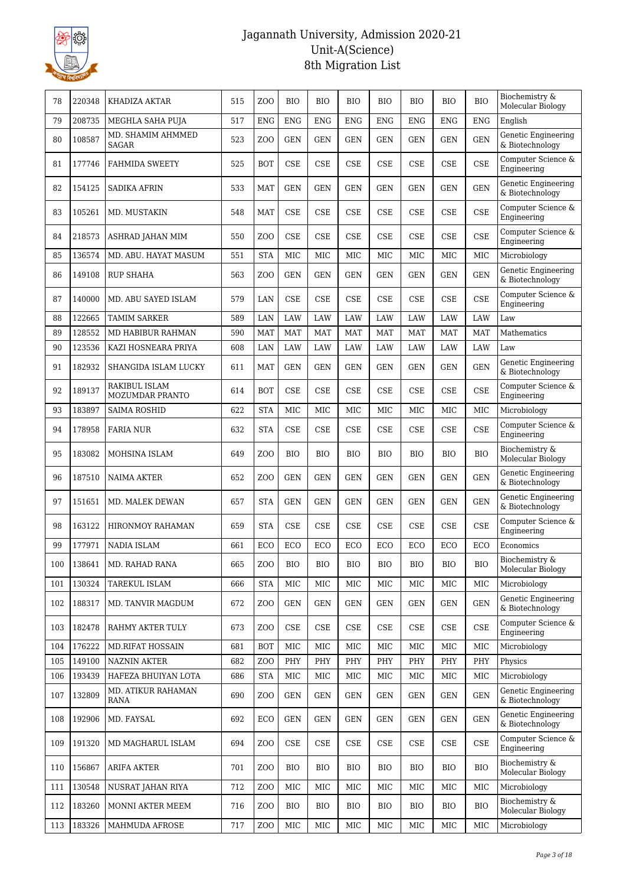# Jagannath University, Admission 2020-21
## Unit-A(Science)
## 8th Migration List

| 78 | 220348 | KHADIZA AKTAR | 515 | ZOO | BIO | BIO | BIO | BIO | BIO | BIO | BIO | Biochemistry & Molecular Biology |
|---|---|---|---|---|---|---|---|---|---|---|---|---|
| 79 | 208735 | MEGHLA SAHA PUJA | 517 | ENG | ENG | ENG | ENG | ENG | ENG | ENG | ENG | English |
| 80 | 108587 | MD. SHAMIM AHMMED SAGAR | 523 | ZOO | GEN | GEN | GEN | GEN | GEN | GEN | GEN | Genetic Engineering & Biotechnology |
| 81 | 177746 | FAHMIDA SWEETY | 525 | BOT | CSE | CSE | CSE | CSE | CSE | CSE | CSE | Computer Science & Engineering |
| 82 | 154125 | SADIKA AFRIN | 533 | MAT | GEN | GEN | GEN | GEN | GEN | GEN | GEN | Genetic Engineering & Biotechnology |
| 83 | 105261 | MD. MUSTAKIN | 548 | MAT | CSE | CSE | CSE | CSE | CSE | CSE | CSE | Computer Science & Engineering |
| 84 | 218573 | ASHRAD JAHAN MIM | 550 | ZOO | CSE | CSE | CSE | CSE | CSE | CSE | CSE | Computer Science & Engineering |
| 85 | 136574 | MD. ABU. HAYAT MASUM | 551 | STA | MIC | MIC | MIC | MIC | MIC | MIC | MIC | Microbiology |
| 86 | 149108 | RUP SHAHA | 563 | ZOO | GEN | GEN | GEN | GEN | GEN | GEN | GEN | Genetic Engineering & Biotechnology |
| 87 | 140000 | MD. ABU SAYED ISLAM | 579 | LAN | CSE | CSE | CSE | CSE | CSE | CSE | CSE | Computer Science & Engineering |
| 88 | 122665 | TAMIM SARKER | 589 | LAN | LAW | LAW | LAW | LAW | LAW | LAW | LAW | Law |
| 89 | 128552 | MD HABIBUR RAHMAN | 590 | MAT | MAT | MAT | MAT | MAT | MAT | MAT | MAT | Mathematics |
| 90 | 123536 | KAZI HOSNEARA PRIYA | 608 | LAN | LAW | LAW | LAW | LAW | LAW | LAW | LAW | Law |
| 91 | 182932 | SHANGIDA ISLAM LUCKY | 611 | MAT | GEN | GEN | GEN | GEN | GEN | GEN | GEN | Genetic Engineering & Biotechnology |
| 92 | 189137 | RAKIBUL ISLAM MOZUMDAR PRANTO | 614 | BOT | CSE | CSE | CSE | CSE | CSE | CSE | CSE | Computer Science & Engineering |
| 93 | 183897 | SAIMA ROSHID | 622 | STA | MIC | MIC | MIC | MIC | MIC | MIC | MIC | Microbiology |
| 94 | 178958 | FARIA NUR | 632 | STA | CSE | CSE | CSE | CSE | CSE | CSE | CSE | Computer Science & Engineering |
| 95 | 183082 | MOHSINA ISLAM | 649 | ZOO | BIO | BIO | BIO | BIO | BIO | BIO | BIO | Biochemistry & Molecular Biology |
| 96 | 187510 | NAIMA AKTER | 652 | ZOO | GEN | GEN | GEN | GEN | GEN | GEN | GEN | Genetic Engineering & Biotechnology |
| 97 | 151651 | MD. MALEK DEWAN | 657 | STA | GEN | GEN | GEN | GEN | GEN | GEN | GEN | Genetic Engineering & Biotechnology |
| 98 | 163122 | HIRONMOY RAHAMAN | 659 | STA | CSE | CSE | CSE | CSE | CSE | CSE | CSE | Computer Science & Engineering |
| 99 | 177971 | NADIA ISLAM | 661 | ECO | ECO | ECO | ECO | ECO | ECO | ECO | ECO | Economics |
| 100 | 138641 | MD. RAHAD RANA | 665 | ZOO | BIO | BIO | BIO | BIO | BIO | BIO | BIO | Biochemistry & Molecular Biology |
| 101 | 130324 | TAREKUL ISLAM | 666 | STA | MIC | MIC | MIC | MIC | MIC | MIC | MIC | Microbiology |
| 102 | 188317 | MD. TANVIR MAGDUM | 672 | ZOO | GEN | GEN | GEN | GEN | GEN | GEN | GEN | Genetic Engineering & Biotechnology |
| 103 | 182478 | RAHMY AKTER TULY | 673 | ZOO | CSE | CSE | CSE | CSE | CSE | CSE | CSE | Computer Science & Engineering |
| 104 | 176222 | MD.RIFAT HOSSAIN | 681 | BOT | MIC | MIC | MIC | MIC | MIC | MIC | MIC | Microbiology |
| 105 | 149100 | NAZNIN AKTER | 682 | ZOO | PHY | PHY | PHY | PHY | PHY | PHY | PHY | Physics |
| 106 | 193439 | HAFEZA BHUIYAN LOTA | 686 | STA | MIC | MIC | MIC | MIC | MIC | MIC | MIC | Microbiology |
| 107 | 132809 | MD. ATIKUR RAHAMAN RANA | 690 | ZOO | GEN | GEN | GEN | GEN | GEN | GEN | GEN | Genetic Engineering & Biotechnology |
| 108 | 192906 | MD. FAYSAL | 692 | ECO | GEN | GEN | GEN | GEN | GEN | GEN | GEN | Genetic Engineering & Biotechnology |
| 109 | 191320 | MD MAGHARUL ISLAM | 694 | ZOO | CSE | CSE | CSE | CSE | CSE | CSE | CSE | Computer Science & Engineering |
| 110 | 156867 | ARIFA AKTER | 701 | ZOO | BIO | BIO | BIO | BIO | BIO | BIO | BIO | Biochemistry & Molecular Biology |
| 111 | 130548 | NUSRAT JAHAN RIYA | 712 | ZOO | MIC | MIC | MIC | MIC | MIC | MIC | MIC | Microbiology |
| 112 | 183260 | MONNI AKTER MEEM | 716 | ZOO | BIO | BIO | BIO | BIO | BIO | BIO | BIO | Biochemistry & Molecular Biology |
| 113 | 183326 | MAHMUDA AFROSE | 717 | ZOO | MIC | MIC | MIC | MIC | MIC | MIC | MIC | Microbiology |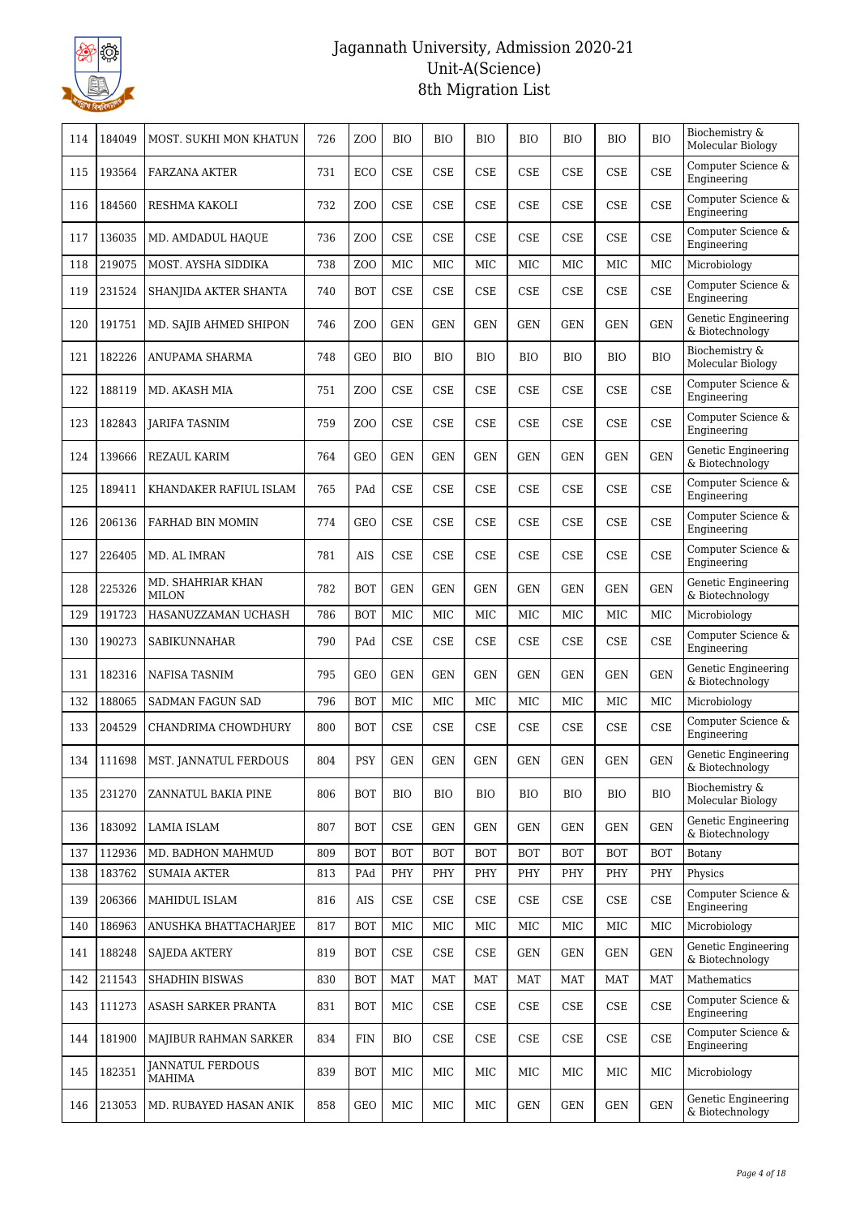| 114 | 184049 | MOST. SUKHI MON KHATUN | 726 | ZOO | BIO | BIO | BIO | BIO | BIO | BIO | BIO | Biochemistry & Molecular Biology |
|---|---|---|---|---|---|---|---|---|---|---|---|---|
| 115 | 193564 | FARZANA AKTER | 731 | ECO | CSE | CSE | CSE | CSE | CSE | CSE | CSE | Computer Science & Engineering |
| 116 | 184560 | RESHMA KAKOLI | 732 | ZOO | CSE | CSE | CSE | CSE | CSE | CSE | CSE | Computer Science & Engineering |
| 117 | 136035 | MD. AMDADUL HAQUE | 736 | ZOO | CSE | CSE | CSE | CSE | CSE | CSE | CSE | Computer Science & Engineering |
| 118 | 219075 | MOST. AYSHA SIDDIKA | 738 | ZOO | MIC | MIC | MIC | MIC | MIC | MIC | MIC | Microbiology |
| 119 | 231524 | SHANJIDA AKTER SHANTA | 740 | BOT | CSE | CSE | CSE | CSE | CSE | CSE | CSE | Computer Science & Engineering |
| 120 | 191751 | MD. SAJIB AHMED SHIPON | 746 | ZOO | GEN | GEN | GEN | GEN | GEN | GEN | GEN | Genetic Engineering & Biotechnology |
| 121 | 182226 | ANUPAMA SHARMA | 748 | GEO | BIO | BIO | BIO | BIO | BIO | BIO | BIO | Biochemistry & Molecular Biology |
| 122 | 188119 | MD. AKASH MIA | 751 | ZOO | CSE | CSE | CSE | CSE | CSE | CSE | CSE | Computer Science & Engineering |
| 123 | 182843 | JARIFA TASNIM | 759 | ZOO | CSE | CSE | CSE | CSE | CSE | CSE | CSE | Computer Science & Engineering |
| 124 | 139666 | REZAUL KARIM | 764 | GEO | GEN | GEN | GEN | GEN | GEN | GEN | GEN | Genetic Engineering & Biotechnology |
| 125 | 189411 | KHANDAKER RAFIUL ISLAM | 765 | PAd | CSE | CSE | CSE | CSE | CSE | CSE | CSE | Computer Science & Engineering |
| 126 | 206136 | FARHAD BIN MOMIN | 774 | GEO | CSE | CSE | CSE | CSE | CSE | CSE | CSE | Computer Science & Engineering |
| 127 | 226405 | MD. AL IMRAN | 781 | AIS | CSE | CSE | CSE | CSE | CSE | CSE | CSE | Computer Science & Engineering |
| 128 | 225326 | MD. SHAHRIAR KHAN MILON | 782 | BOT | GEN | GEN | GEN | GEN | GEN | GEN | GEN | Genetic Engineering & Biotechnology |
| 129 | 191723 | HASANUZZAMAN UCHASH | 786 | BOT | MIC | MIC | MIC | MIC | MIC | MIC | MIC | Microbiology |
| 130 | 190273 | SABIKUNNAHAR | 790 | PAd | CSE | CSE | CSE | CSE | CSE | CSE | CSE | Computer Science & Engineering |
| 131 | 182316 | NAFISA TASNIM | 795 | GEO | GEN | GEN | GEN | GEN | GEN | GEN | GEN | Genetic Engineering & Biotechnology |
| 132 | 188065 | SADMAN FAGUN SAD | 796 | BOT | MIC | MIC | MIC | MIC | MIC | MIC | MIC | Microbiology |
| 133 | 204529 | CHANDRIMA CHOWDHURY | 800 | BOT | CSE | CSE | CSE | CSE | CSE | CSE | CSE | Computer Science & Engineering |
| 134 | 111698 | MST. JANNATUL FERDOUS | 804 | PSY | GEN | GEN | GEN | GEN | GEN | GEN | GEN | Genetic Engineering & Biotechnology |
| 135 | 231270 | ZANNATUL BAKIA PINE | 806 | BOT | BIO | BIO | BIO | BIO | BIO | BIO | BIO | Biochemistry & Molecular Biology |
| 136 | 183092 | LAMIA ISLAM | 807 | BOT | CSE | GEN | GEN | GEN | GEN | GEN | GEN | Genetic Engineering & Biotechnology |
| 137 | 112936 | MD. BADHON MAHMUD | 809 | BOT | BOT | BOT | BOT | BOT | BOT | BOT | BOT | Botany |
| 138 | 183762 | SUMAIA AKTER | 813 | PAd | PHY | PHY | PHY | PHY | PHY | PHY | PHY | Physics |
| 139 | 206366 | MAHIDUL ISLAM | 816 | AIS | CSE | CSE | CSE | CSE | CSE | CSE | CSE | Computer Science & Engineering |
| 140 | 186963 | ANUSHKA BHATTACHARJEE | 817 | BOT | MIC | MIC | MIC | MIC | MIC | MIC | MIC | Microbiology |
| 141 | 188248 | SAJEDA AKTERY | 819 | BOT | CSE | CSE | CSE | GEN | GEN | GEN | GEN | Genetic Engineering & Biotechnology |
| 142 | 211543 | SHADHIN BISWAS | 830 | BOT | MAT | MAT | MAT | MAT | MAT | MAT | MAT | Mathematics |
| 143 | 111273 | ASASH SARKER PRANTA | 831 | BOT | MIC | CSE | CSE | CSE | CSE | CSE | CSE | Computer Science & Engineering |
| 144 | 181900 | MAJIBUR RAHMAN SARKER | 834 | FIN | BIO | CSE | CSE | CSE | CSE | CSE | CSE | Computer Science & Engineering |
| 145 | 182351 | JANNATUL FERDOUS MAHIMA | 839 | BOT | MIC | MIC | MIC | MIC | MIC | MIC | MIC | Microbiology |
| 146 | 213053 | MD. RUBAYED HASAN ANIK | 858 | GEO | MIC | MIC | MIC | GEN | GEN | GEN | GEN | Genetic Engineering & Biotechnology |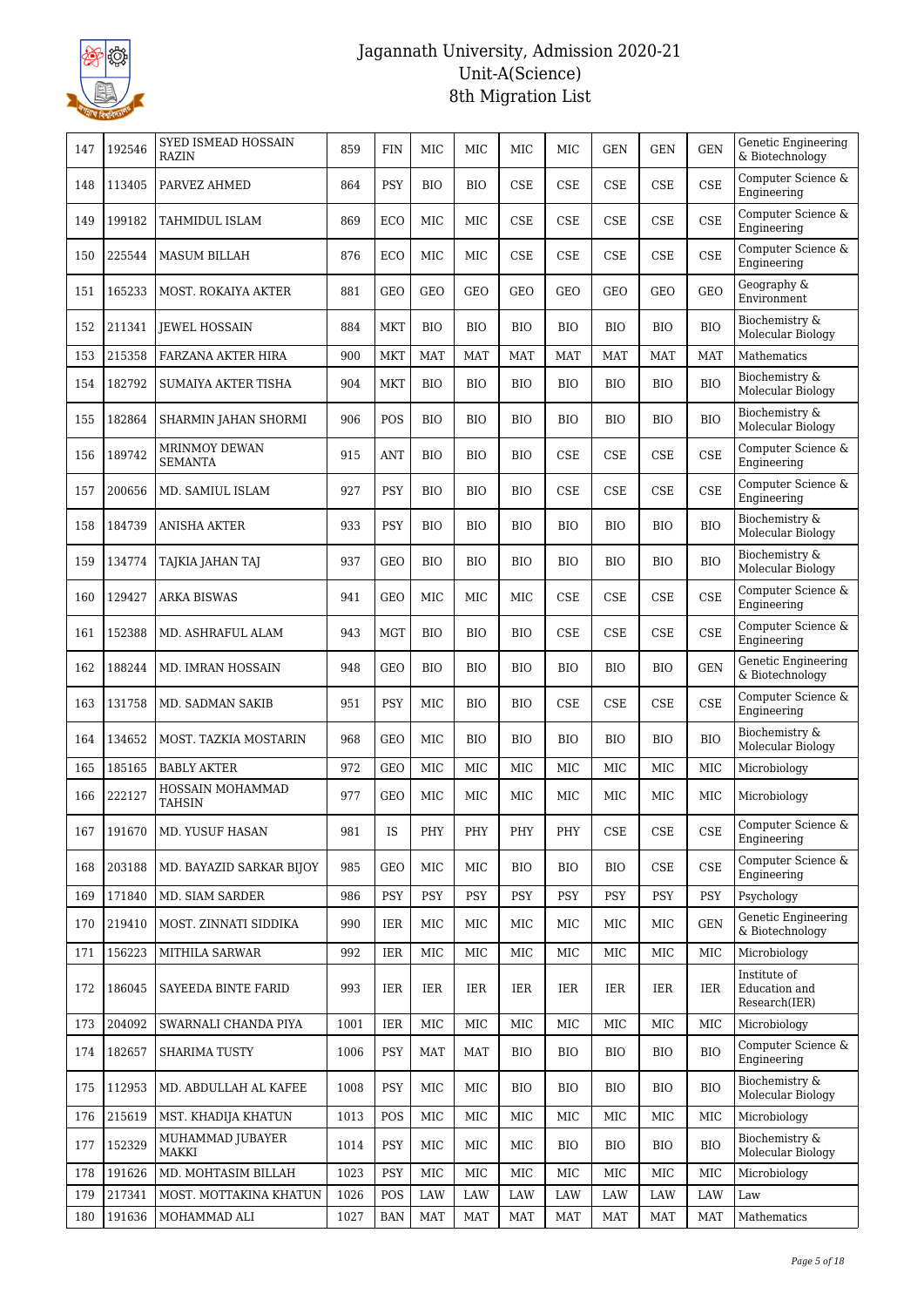# Jagannath University, Admission 2020-21
## Unit-A(Science)
## 8th Migration List

| 147 | 192546 | SYED ISMEAD HOSSAIN RAZIN | 859 | FIN | MIC | MIC | MIC | MIC | GEN | GEN | GEN | Genetic Engineering & Biotechnology |
|---|---|---|---|---|---|---|---|---|---|---|---|---|
| 148 | 113405 | PARVEZ AHMED | 864 | PSY | BIO | BIO | CSE | CSE | CSE | CSE | CSE | Computer Science & Engineering |
| 149 | 199182 | TAHMIDUL ISLAM | 869 | ECO | MIC | MIC | CSE | CSE | CSE | CSE | CSE | Computer Science & Engineering |
| 150 | 225544 | MASUM BILLAH | 876 | ECO | MIC | MIC | CSE | CSE | CSE | CSE | CSE | Computer Science & Engineering |
| 151 | 165233 | MOST. ROKAIYA AKTER | 881 | GEO | GEO | GEO | GEO | GEO | GEO | GEO | GEO | Geography & Environment |
| 152 | 211341 | JEWEL HOSSAIN | 884 | MKT | BIO | BIO | BIO | BIO | BIO | BIO | BIO | Biochemistry & Molecular Biology |
| 153 | 215358 | FARZANA AKTER HIRA | 900 | MKT | MAT | MAT | MAT | MAT | MAT | MAT | MAT | Mathematics |
| 154 | 182792 | SUMAIYA AKTER TISHA | 904 | MKT | BIO | BIO | BIO | BIO | BIO | BIO | BIO | Biochemistry & Molecular Biology |
| 155 | 182864 | SHARMIN JAHAN SHORMI | 906 | POS | BIO | BIO | BIO | BIO | BIO | BIO | BIO | Biochemistry & Molecular Biology |
| 156 | 189742 | MRINMOY DEWAN SEMANTA | 915 | ANT | BIO | BIO | BIO | CSE | CSE | CSE | CSE | Computer Science & Engineering |
| 157 | 200656 | MD. SAMIUL ISLAM | 927 | PSY | BIO | BIO | BIO | CSE | CSE | CSE | CSE | Computer Science & Engineering |
| 158 | 184739 | ANISHA AKTER | 933 | PSY | BIO | BIO | BIO | BIO | BIO | BIO | BIO | Biochemistry & Molecular Biology |
| 159 | 134774 | TAJKIA JAHAN TAJ | 937 | GEO | BIO | BIO | BIO | BIO | BIO | BIO | BIO | Biochemistry & Molecular Biology |
| 160 | 129427 | ARKA BISWAS | 941 | GEO | MIC | MIC | MIC | CSE | CSE | CSE | CSE | Computer Science & Engineering |
| 161 | 152388 | MD. ASHRAFUL ALAM | 943 | MGT | BIO | BIO | BIO | CSE | CSE | CSE | CSE | Computer Science & Engineering |
| 162 | 188244 | MD. IMRAN HOSSAIN | 948 | GEO | BIO | BIO | BIO | BIO | BIO | BIO | GEN | Genetic Engineering & Biotechnology |
| 163 | 131758 | MD. SADMAN SAKIB | 951 | PSY | MIC | BIO | BIO | CSE | CSE | CSE | CSE | Computer Science & Engineering |
| 164 | 134652 | MOST. TAZKIA MOSTARIN | 968 | GEO | MIC | BIO | BIO | BIO | BIO | BIO | BIO | Biochemistry & Molecular Biology |
| 165 | 185165 | BABLY AKTER | 972 | GEO | MIC | MIC | MIC | MIC | MIC | MIC | MIC | Microbiology |
| 166 | 222127 | HOSSAIN MOHAMMAD TAHSIN | 977 | GEO | MIC | MIC | MIC | MIC | MIC | MIC | MIC | Microbiology |
| 167 | 191670 | MD. YUSUF HASAN | 981 | IS | PHY | PHY | PHY | PHY | CSE | CSE | CSE | Computer Science & Engineering |
| 168 | 203188 | MD. BAYAZID SARKAR BIJOY | 985 | GEO | MIC | MIC | BIO | BIO | BIO | CSE | CSE | Computer Science & Engineering |
| 169 | 171840 | MD. SIAM SARDER | 986 | PSY | PSY | PSY | PSY | PSY | PSY | PSY | PSY | Psychology |
| 170 | 219410 | MOST. ZINNATI SIDDIKA | 990 | IER | MIC | MIC | MIC | MIC | MIC | MIC | GEN | Genetic Engineering & Biotechnology |
| 171 | 156223 | MITHILA SARWAR | 992 | IER | MIC | MIC | MIC | MIC | MIC | MIC | MIC | Microbiology |
| 172 | 186045 | SAYEEDA BINTE FARID | 993 | IER | IER | IER | IER | IER | IER | IER | IER | Institute of Education and Research(IER) |
| 173 | 204092 | SWARNALI CHANDA PIYA | 1001 | IER | MIC | MIC | MIC | MIC | MIC | MIC | MIC | Microbiology |
| 174 | 182657 | SHARIMA TUSTY | 1006 | PSY | MAT | MAT | BIO | BIO | BIO | BIO | BIO | Computer Science & Engineering |
| 175 | 112953 | MD. ABDULLAH AL KAFEE | 1008 | PSY | MIC | MIC | BIO | BIO | BIO | BIO | BIO | Biochemistry & Molecular Biology |
| 176 | 215619 | MST. KHADIJA KHATUN | 1013 | POS | MIC | MIC | MIC | MIC | MIC | MIC | MIC | Microbiology |
| 177 | 152329 | MUHAMMAD JUBAYER MAKKI | 1014 | PSY | MIC | MIC | MIC | BIO | BIO | BIO | BIO | Biochemistry & Molecular Biology |
| 178 | 191626 | MD. MOHTASIM BILLAH | 1023 | PSY | MIC | MIC | MIC | MIC | MIC | MIC | MIC | Microbiology |
| 179 | 217341 | MOST. MOTTAKINA KHATUN | 1026 | POS | LAW | LAW | LAW | LAW | LAW | LAW | LAW | Law |
| 180 | 191636 | MOHAMMAD ALI | 1027 | BAN | MAT | MAT | MAT | MAT | MAT | MAT | MAT | Mathematics |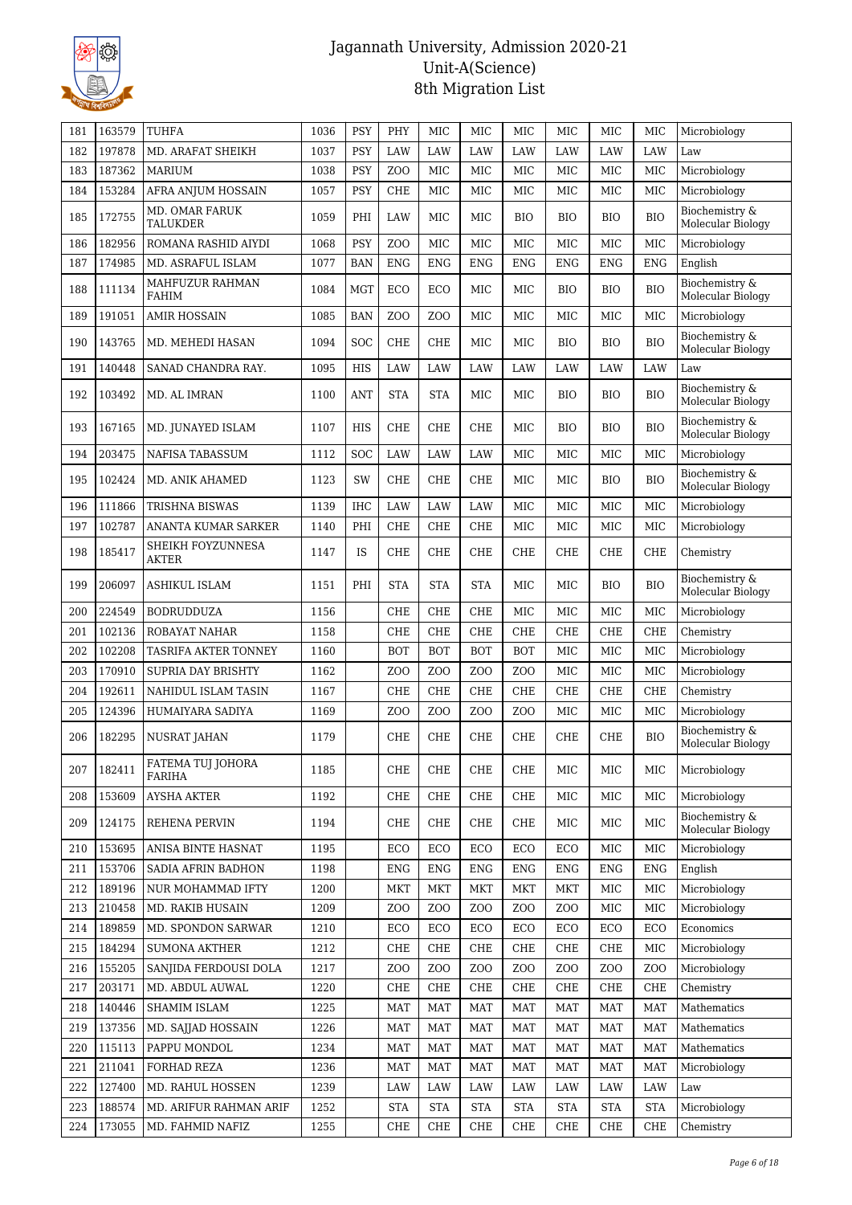# Jagannath University, Admission 2020-21
## Unit-A(Science)
## 8th Migration List

| 181 | 163579 | TUHFA | 1036 | PSY | PHY | MIC | MIC | MIC | MIC | MIC | MIC | Microbiology |
|---|---|---|---|---|---|---|---|---|---|---|---|---|
| 182 | 197878 | MD. ARAFAT SHEIKH | 1037 | PSY | LAW | LAW | LAW | LAW | LAW | LAW | LAW | Law |
| 183 | 187362 | MARIUM | 1038 | PSY | ZOO | MIC | MIC | MIC | MIC | MIC | MIC | Microbiology |
| 184 | 153284 | AFRA ANJUM HOSSAIN | 1057 | PSY | CHE | MIC | MIC | MIC | MIC | MIC | MIC | Microbiology |
| 185 | 172755 | MD. OMAR FARUK TALUKDER | 1059 | PHI | LAW | MIC | MIC | BIO | BIO | BIO | BIO | Biochemistry & Molecular Biology |
| 186 | 182956 | ROMANA RASHID AIYDI | 1068 | PSY | ZOO | MIC | MIC | MIC | MIC | MIC | MIC | Microbiology |
| 187 | 174985 | MD. ASRAFUL ISLAM | 1077 | BAN | ENG | ENG | ENG | ENG | ENG | ENG | ENG | English |
| 188 | 111134 | MAHFUZUR RAHMAN FAHIM | 1084 | MGT | ECO | ECO | MIC | MIC | BIO | BIO | BIO | Biochemistry & Molecular Biology |
| 189 | 191051 | AMIR HOSSAIN | 1085 | BAN | ZOO | ZOO | MIC | MIC | MIC | MIC | MIC | Microbiology |
| 190 | 143765 | MD. MEHEDI HASAN | 1094 | SOC | CHE | CHE | MIC | MIC | BIO | BIO | BIO | Biochemistry & Molecular Biology |
| 191 | 140448 | SANAD CHANDRA RAY. | 1095 | HIS | LAW | LAW | LAW | LAW | LAW | LAW | LAW | Law |
| 192 | 103492 | MD. AL IMRAN | 1100 | ANT | STA | STA | MIC | MIC | BIO | BIO | BIO | Biochemistry & Molecular Biology |
| 193 | 167165 | MD. JUNAYED ISLAM | 1107 | HIS | CHE | CHE | CHE | MIC | BIO | BIO | BIO | Biochemistry & Molecular Biology |
| 194 | 203475 | NAFISA TABASSUM | 1112 | SOC | LAW | LAW | LAW | MIC | MIC | MIC | MIC | Microbiology |
| 195 | 102424 | MD. ANIK AHAMED | 1123 | SW | CHE | CHE | CHE | MIC | MIC | BIO | BIO | Biochemistry & Molecular Biology |
| 196 | 111866 | TRISHNA BISWAS | 1139 | IHC | LAW | LAW | LAW | MIC | MIC | MIC | MIC | Microbiology |
| 197 | 102787 | ANANTA KUMAR SARKER | 1140 | PHI | CHE | CHE | CHE | MIC | MIC | MIC | MIC | Microbiology |
| 198 | 185417 | SHEIKH FOYZUNNESA AKTER | 1147 | IS | CHE | CHE | CHE | CHE | CHE | CHE | CHE | Chemistry |
| 199 | 206097 | ASHIKUL ISLAM | 1151 | PHI | STA | STA | STA | MIC | MIC | BIO | BIO | Biochemistry & Molecular Biology |
| 200 | 224549 | BODRUDDUZA | 1156 | | CHE | CHE | CHE | MIC | MIC | MIC | MIC | Microbiology |
| 201 | 102136 | ROBAYAT NAHAR | 1158 | | CHE | CHE | CHE | CHE | CHE | CHE | CHE | Chemistry |
| 202 | 102208 | TASRIFA AKTER TONNEY | 1160 | | BOT | BOT | BOT | BOT | MIC | MIC | MIC | Microbiology |
| 203 | 170910 | SUPRIA DAY BRISHTY | 1162 | | ZOO | ZOO | ZOO | ZOO | MIC | MIC | MIC | Microbiology |
| 204 | 192611 | NAHIDUL ISLAM TASIN | 1167 | | CHE | CHE | CHE | CHE | CHE | CHE | CHE | Chemistry |
| 205 | 124396 | HUMAIYARA SADIYA | 1169 | | ZOO | ZOO | ZOO | ZOO | MIC | MIC | MIC | Microbiology |
| 206 | 182295 | NUSRAT JAHAN | 1179 | | CHE | CHE | CHE | CHE | CHE | CHE | BIO | Biochemistry & Molecular Biology |
| 207 | 182411 | FATEMA TUJ JOHORA FARIHA | 1185 | | CHE | CHE | CHE | CHE | MIC | MIC | MIC | Microbiology |
| 208 | 153609 | AYSHA AKTER | 1192 | | CHE | CHE | CHE | CHE | MIC | MIC | MIC | Microbiology |
| 209 | 124175 | REHENA PERVIN | 1194 | | CHE | CHE | CHE | CHE | MIC | MIC | MIC | Biochemistry & Molecular Biology |
| 210 | 153695 | ANISA BINTE HASNAT | 1195 | | ECO | ECO | ECO | ECO | ECO | MIC | MIC | Microbiology |
| 211 | 153706 | SADIA AFRIN BADHON | 1198 | | ENG | ENG | ENG | ENG | ENG | ENG | ENG | English |
| 212 | 189196 | NUR MOHAMMAD IFTY | 1200 | | MKT | MKT | MKT | MKT | MKT | MIC | MIC | Microbiology |
| 213 | 210458 | MD. RAKIB HUSAIN | 1209 | | ZOO | ZOO | ZOO | ZOO | ZOO | MIC | MIC | Microbiology |
| 214 | 189859 | MD. SPONDON SARWAR | 1210 | | ECO | ECO | ECO | ECO | ECO | ECO | ECO | Economics |
| 215 | 184294 | SUMONA AKTHER | 1212 | | CHE | CHE | CHE | CHE | CHE | CHE | MIC | Microbiology |
| 216 | 155205 | SANJIDA FERDOUSI DOLA | 1217 | | ZOO | ZOO | ZOO | ZOO | ZOO | ZOO | ZOO | Microbiology |
| 217 | 203171 | MD. ABDUL AUWAL | 1220 | | CHE | CHE | CHE | CHE | CHE | CHE | CHE | Chemistry |
| 218 | 140446 | SHAMIM ISLAM | 1225 | | MAT | MAT | MAT | MAT | MAT | MAT | MAT | Mathematics |
| 219 | 137356 | MD. SAJJAD HOSSAIN | 1226 | | MAT | MAT | MAT | MAT | MAT | MAT | MAT | Mathematics |
| 220 | 115113 | PAPPU MONDOL | 1234 | | MAT | MAT | MAT | MAT | MAT | MAT | MAT | Mathematics |
| 221 | 211041 | FORHAD REZA | 1236 | | MAT | MAT | MAT | MAT | MAT | MAT | MAT | Microbiology |
| 222 | 127400 | MD. RAHUL HOSSEN | 1239 | | LAW | LAW | LAW | LAW | LAW | LAW | LAW | Law |
| 223 | 188574 | MD. ARIFUR RAHMAN ARIF | 1252 | | STA | STA | STA | STA | STA | STA | STA | Microbiology |
| 224 | 173055 | MD. FAHMID NAFIZ | 1255 | | CHE | CHE | CHE | CHE | CHE | CHE | CHE | Chemistry |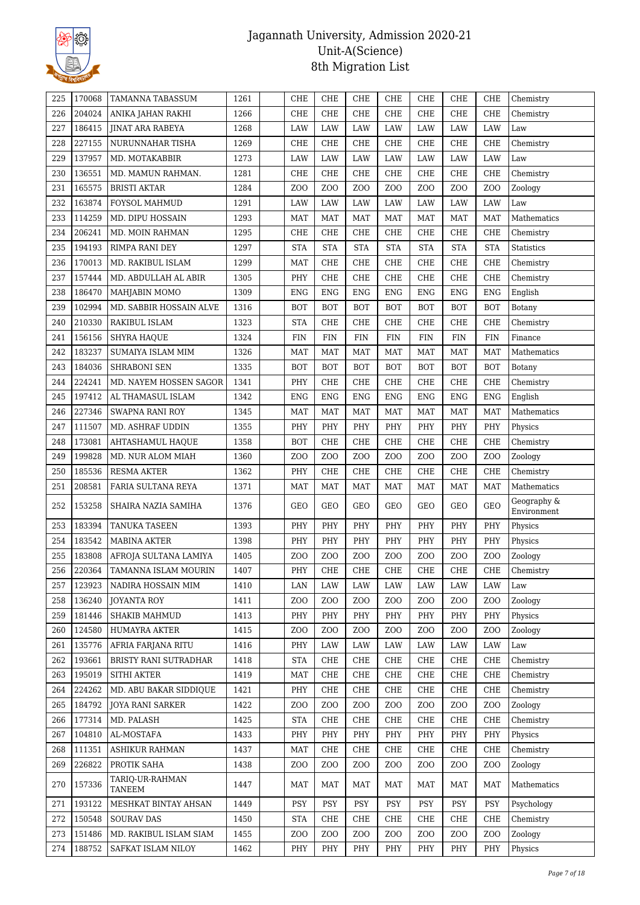# Jagannath University, Admission 2020-21
## Unit-A(Science)
## 8th Migration List

| | | | | | | | | | | | | |
|---|---|---|---|---|---|---|---|---|---|---|---|---|
| 225 | 170068 | TAMANNA TABASSUM | 1261 | | CHE | CHE | CHE | CHE | CHE | CHE | CHE | Chemistry |
| 226 | 204024 | ANIKA JAHAN RAKHI | 1266 | | CHE | CHE | CHE | CHE | CHE | CHE | CHE | Chemistry |
| 227 | 186415 | JINAT ARA RABEYA | 1268 | | LAW | LAW | LAW | LAW | LAW | LAW | LAW | Law |
| 228 | 227155 | NURUNNAHAR TISHA | 1269 | | CHE | CHE | CHE | CHE | CHE | CHE | CHE | Chemistry |
| 229 | 137957 | MD. MOTAKABBIR | 1273 | | LAW | LAW | LAW | LAW | LAW | LAW | LAW | Law |
| 230 | 136551 | MD. MAMUN RAHMAN. | 1281 | | CHE | CHE | CHE | CHE | CHE | CHE | CHE | Chemistry |
| 231 | 165575 | BRISTI AKTAR | 1284 | | ZOO | ZOO | ZOO | ZOO | ZOO | ZOO | ZOO | Zoology |
| 232 | 163874 | FOYSOL MAHMUD | 1291 | | LAW | LAW | LAW | LAW | LAW | LAW | LAW | Law |
| 233 | 114259 | MD. DIPU HOSSAIN | 1293 | | MAT | MAT | MAT | MAT | MAT | MAT | MAT | Mathematics |
| 234 | 206241 | MD. MOIN RAHMAN | 1295 | | CHE | CHE | CHE | CHE | CHE | CHE | CHE | Chemistry |
| 235 | 194193 | RIMPA RANI DEY | 1297 | | STA | STA | STA | STA | STA | STA | STA | Statistics |
| 236 | 170013 | MD. RAKIBUL ISLAM | 1299 | | MAT | CHE | CHE | CHE | CHE | CHE | CHE | Chemistry |
| 237 | 157444 | MD. ABDULLAH AL ABIR | 1305 | | PHY | CHE | CHE | CHE | CHE | CHE | CHE | Chemistry |
| 238 | 186470 | MAHJABIN MOMO | 1309 | | ENG | ENG | ENG | ENG | ENG | ENG | ENG | English |
| 239 | 102994 | MD. SABBIR HOSSAIN ALVE | 1316 | | BOT | BOT | BOT | BOT | BOT | BOT | BOT | Botany |
| 240 | 210330 | RAKIBUL ISLAM | 1323 | | STA | CHE | CHE | CHE | CHE | CHE | CHE | Chemistry |
| 241 | 156156 | SHYRA HAQUE | 1324 | | FIN | FIN | FIN | FIN | FIN | FIN | FIN | Finance |
| 242 | 183237 | SUMAIYA ISLAM MIM | 1326 | | MAT | MAT | MAT | MAT | MAT | MAT | MAT | Mathematics |
| 243 | 184036 | SHRABONI SEN | 1335 | | BOT | BOT | BOT | BOT | BOT | BOT | BOT | Botany |
| 244 | 224241 | MD. NAYEM HOSSEN SAGOR | 1341 | | PHY | CHE | CHE | CHE | CHE | CHE | CHE | Chemistry |
| 245 | 197412 | AL THAMASUL ISLAM | 1342 | | ENG | ENG | ENG | ENG | ENG | ENG | ENG | English |
| 246 | 227346 | SWAPNA RANI ROY | 1345 | | MAT | MAT | MAT | MAT | MAT | MAT | MAT | Mathematics |
| 247 | 111507 | MD. ASHRAF UDDIN | 1355 | | PHY | PHY | PHY | PHY | PHY | PHY | PHY | Physics |
| 248 | 173081 | AHTASHAMUL HAQUE | 1358 | | BOT | CHE | CHE | CHE | CHE | CHE | CHE | Chemistry |
| 249 | 199828 | MD. NUR ALOM MIAH | 1360 | | ZOO | ZOO | ZOO | ZOO | ZOO | ZOO | ZOO | Zoology |
| 250 | 185536 | RESMA AKTER | 1362 | | PHY | CHE | CHE | CHE | CHE | CHE | CHE | Chemistry |
| 251 | 208581 | FARIA SULTANA REYA | 1371 | | MAT | MAT | MAT | MAT | MAT | MAT | MAT | Mathematics |
| 252 | 153258 | SHAIRA NAZIA SAMIHA | 1376 | | GEO | GEO | GEO | GEO | GEO | GEO | GEO | Geography & Environment |
| 253 | 183394 | TANUKA TASEEN | 1393 | | PHY | PHY | PHY | PHY | PHY | PHY | PHY | Physics |
| 254 | 183542 | MABINA AKTER | 1398 | | PHY | PHY | PHY | PHY | PHY | PHY | PHY | Physics |
| 255 | 183808 | AFROJA SULTANA LAMIYA | 1405 | | ZOO | ZOO | ZOO | ZOO | ZOO | ZOO | ZOO | Zoology |
| 256 | 220364 | TAMANNA ISLAM MOURIN | 1407 | | PHY | CHE | CHE | CHE | CHE | CHE | CHE | Chemistry |
| 257 | 123923 | NADIRA HOSSAIN MIM | 1410 | | LAN | LAW | LAW | LAW | LAW | LAW | LAW | Law |
| 258 | 136240 | JOYANTA ROY | 1411 | | ZOO | ZOO | ZOO | ZOO | ZOO | ZOO | ZOO | Zoology |
| 259 | 181446 | SHAKIB MAHMUD | 1413 | | PHY | PHY | PHY | PHY | PHY | PHY | PHY | Physics |
| 260 | 124580 | HUMAYRA AKTER | 1415 | | ZOO | ZOO | ZOO | ZOO | ZOO | ZOO | ZOO | Zoology |
| 261 | 135776 | AFRIA FARJANA RITU | 1416 | | PHY | LAW | LAW | LAW | LAW | LAW | LAW | Law |
| 262 | 193661 | BRISTY RANI SUTRADHAR | 1418 | | STA | CHE | CHE | CHE | CHE | CHE | CHE | Chemistry |
| 263 | 195019 | SITHI AKTER | 1419 | | MAT | CHE | CHE | CHE | CHE | CHE | CHE | Chemistry |
| 264 | 224262 | MD. ABU BAKAR SIDDIQUE | 1421 | | PHY | CHE | CHE | CHE | CHE | CHE | CHE | Chemistry |
| 265 | 184792 | JOYA RANI SARKER | 1422 | | ZOO | ZOO | ZOO | ZOO | ZOO | ZOO | ZOO | Zoology |
| 266 | 177314 | MD. PALASH | 1425 | | STA | CHE | CHE | CHE | CHE | CHE | CHE | Chemistry |
| 267 | 104810 | AL-MOSTAFA | 1433 | | PHY | PHY | PHY | PHY | PHY | PHY | PHY | Physics |
| 268 | 111351 | ASHIKUR RAHMAN | 1437 | | MAT | CHE | CHE | CHE | CHE | CHE | CHE | Chemistry |
| 269 | 226822 | PROTIK SAHA | 1438 | | ZOO | ZOO | ZOO | ZOO | ZOO | ZOO | ZOO | Zoology |
| 270 | 157336 | TARIQ-UR-RAHMAN TANEEM | 1447 | | MAT | MAT | MAT | MAT | MAT | MAT | MAT | Mathematics |
| 271 | 193122 | MESHKAT BINTAY AHSAN | 1449 | | PSY | PSY | PSY | PSY | PSY | PSY | PSY | Psychology |
| 272 | 150548 | SOURAV DAS | 1450 | | STA | CHE | CHE | CHE | CHE | CHE | CHE | Chemistry |
| 273 | 151486 | MD. RAKIBUL ISLAM SIAM | 1455 | | ZOO | ZOO | ZOO | ZOO | ZOO | ZOO | ZOO | Zoology |
| 274 | 188752 | SAFKAT ISLAM NILOY | 1462 | | PHY | PHY | PHY | PHY | PHY | PHY | PHY | Physics |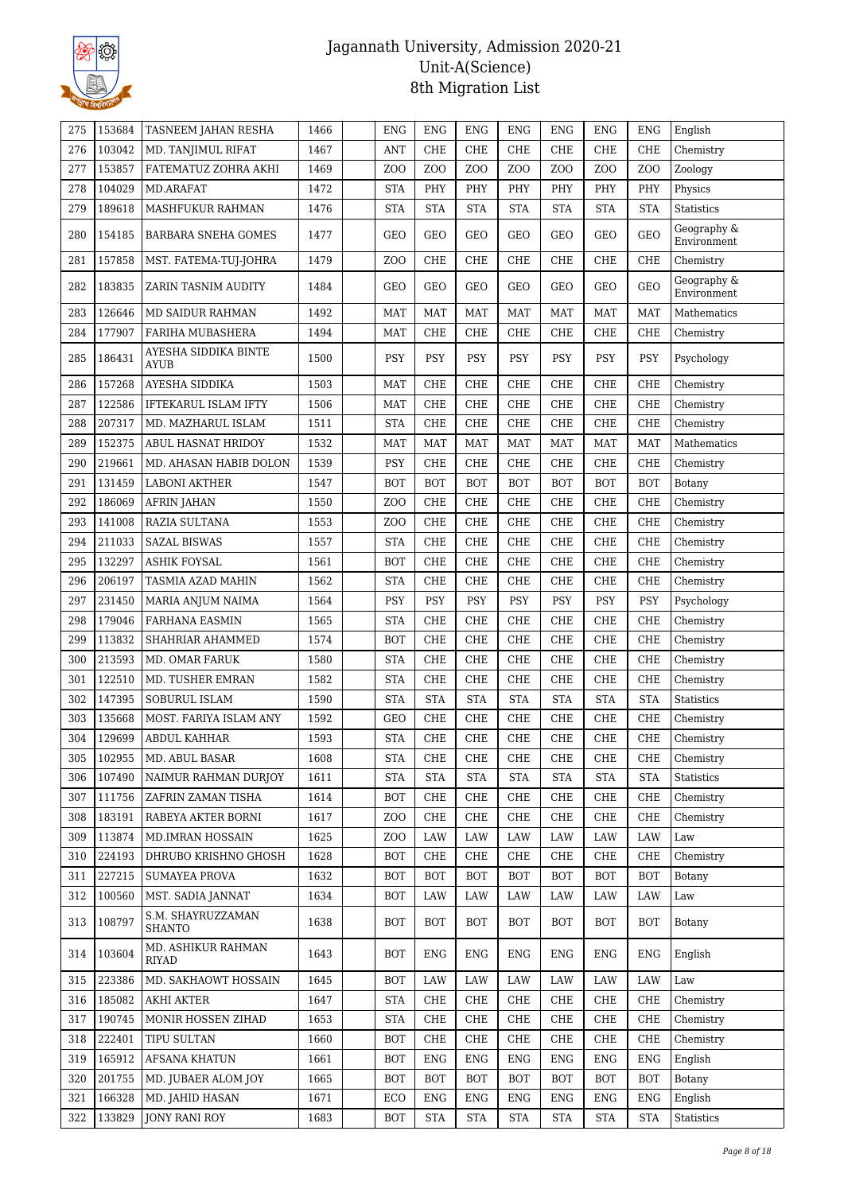# Jagannath University, Admission 2020-21
## Unit-A(Science)
## 8th Migration List

| 275 | 153684 | TASNEEM JAHAN RESHA | 1466 | | ENG | ENG | ENG | ENG | ENG | ENG | ENG | English |
|---|---|---|---|---|---|---|---|---|---|---|---|---|
| 276 | 103042 | MD. TANJIMUL RIFAT | 1467 | | ANT | CHE | CHE | CHE | CHE | CHE | CHE | Chemistry |
| 277 | 153857 | FATEMATUZ ZOHRA AKHI | 1469 | | ZOO | ZOO | ZOO | ZOO | ZOO | ZOO | ZOO | Zoology |
| 278 | 104029 | MD.ARAFAT | 1472 | | STA | PHY | PHY | PHY | PHY | PHY | PHY | Physics |
| 279 | 189618 | MASHFUKUR RAHMAN | 1476 | | STA | STA | STA | STA | STA | STA | STA | Statistics |
| 280 | 154185 | BARBARA SNEHA GOMES | 1477 | | GEO | GEO | GEO | GEO | GEO | GEO | GEO | Geography & Environment |
| 281 | 157858 | MST. FATEMA-TUJ-JOHRA | 1479 | | ZOO | CHE | CHE | CHE | CHE | CHE | CHE | Chemistry |
| 282 | 183835 | ZARIN TASNIM AUDITY | 1484 | | GEO | GEO | GEO | GEO | GEO | GEO | GEO | Geography & Environment |
| 283 | 126646 | MD SAIDUR RAHMAN | 1492 | | MAT | MAT | MAT | MAT | MAT | MAT | MAT | Mathematics |
| 284 | 177907 | FARIHA MUBASHERA | 1494 | | MAT | CHE | CHE | CHE | CHE | CHE | CHE | Chemistry |
| 285 | 186431 | AYESHA SIDDIKA BINTE AYUB | 1500 | | PSY | PSY | PSY | PSY | PSY | PSY | PSY | Psychology |
| 286 | 157268 | AYESHA SIDDIKA | 1503 | | MAT | CHE | CHE | CHE | CHE | CHE | CHE | Chemistry |
| 287 | 122586 | IFTEKARUL ISLAM IFTY | 1506 | | MAT | CHE | CHE | CHE | CHE | CHE | CHE | Chemistry |
| 288 | 207317 | MD. MAZHARUL ISLAM | 1511 | | STA | CHE | CHE | CHE | CHE | CHE | CHE | Chemistry |
| 289 | 152375 | ABUL HASNAT HRIDOY | 1532 | | MAT | MAT | MAT | MAT | MAT | MAT | MAT | Mathematics |
| 290 | 219661 | MD. AHASAN HABIB DOLON | 1539 | | PSY | CHE | CHE | CHE | CHE | CHE | CHE | Chemistry |
| 291 | 131459 | LABONI AKTHER | 1547 | | BOT | BOT | BOT | BOT | BOT | BOT | BOT | Botany |
| 292 | 186069 | AFRIN JAHAN | 1550 | | ZOO | CHE | CHE | CHE | CHE | CHE | CHE | Chemistry |
| 293 | 141008 | RAZIA SULTANA | 1553 | | ZOO | CHE | CHE | CHE | CHE | CHE | CHE | Chemistry |
| 294 | 211033 | SAZAL BISWAS | 1557 | | STA | CHE | CHE | CHE | CHE | CHE | CHE | Chemistry |
| 295 | 132297 | ASHIK FOYSAL | 1561 | | BOT | CHE | CHE | CHE | CHE | CHE | CHE | Chemistry |
| 296 | 206197 | TASMIA AZAD MAHIN | 1562 | | STA | CHE | CHE | CHE | CHE | CHE | CHE | Chemistry |
| 297 | 231450 | MARIA ANJUM NAIMA | 1564 | | PSY | PSY | PSY | PSY | PSY | PSY | PSY | Psychology |
| 298 | 179046 | FARHANA EASMIN | 1565 | | STA | CHE | CHE | CHE | CHE | CHE | CHE | Chemistry |
| 299 | 113832 | SHAHRIAR AHAMMED | 1574 | | BOT | CHE | CHE | CHE | CHE | CHE | CHE | Chemistry |
| 300 | 213593 | MD. OMAR FARUK | 1580 | | STA | CHE | CHE | CHE | CHE | CHE | CHE | Chemistry |
| 301 | 122510 | MD. TUSHER EMRAN | 1582 | | STA | CHE | CHE | CHE | CHE | CHE | CHE | Chemistry |
| 302 | 147395 | SOBURUL ISLAM | 1590 | | STA | STA | STA | STA | STA | STA | STA | Statistics |
| 303 | 135668 | MOST. FARIYA ISLAM ANY | 1592 | | GEO | CHE | CHE | CHE | CHE | CHE | CHE | Chemistry |
| 304 | 129699 | ABDUL KAHHAR | 1593 | | STA | CHE | CHE | CHE | CHE | CHE | CHE | Chemistry |
| 305 | 102955 | MD. ABUL BASAR | 1608 | | STA | CHE | CHE | CHE | CHE | CHE | CHE | Chemistry |
| 306 | 107490 | NAIMUR RAHMAN DURJOY | 1611 | | STA | STA | STA | STA | STA | STA | STA | Statistics |
| 307 | 111756 | ZAFRIN ZAMAN TISHA | 1614 | | BOT | CHE | CHE | CHE | CHE | CHE | CHE | Chemistry |
| 308 | 183191 | RABEYA AKTER BORNI | 1617 | | ZOO | CHE | CHE | CHE | CHE | CHE | CHE | Chemistry |
| 309 | 113874 | MD.IMRAN HOSSAIN | 1625 | | ZOO | LAW | LAW | LAW | LAW | LAW | LAW | Law |
| 310 | 224193 | DHRUBO KRISHNO GHOSH | 1628 | | BOT | CHE | CHE | CHE | CHE | CHE | CHE | Chemistry |
| 311 | 227215 | SUMAYEA PROVA | 1632 | | BOT | BOT | BOT | BOT | BOT | BOT | BOT | Botany |
| 312 | 100560 | MST. SADIA JANNAT | 1634 | | BOT | LAW | LAW | LAW | LAW | LAW | LAW | Law |
| 313 | 108797 | S.M. SHAYRUZZAMAN SHANTO | 1638 | | BOT | BOT | BOT | BOT | BOT | BOT | BOT | Botany |
| 314 | 103604 | MD. ASHIKUR RAHMAN RIYAD | 1643 | | BOT | ENG | ENG | ENG | ENG | ENG | ENG | English |
| 315 | 223386 | MD. SAKHAOWT HOSSAIN | 1645 | | BOT | LAW | LAW | LAW | LAW | LAW | LAW | Law |
| 316 | 185082 | AKHI AKTER | 1647 | | STA | CHE | CHE | CHE | CHE | CHE | CHE | Chemistry |
| 317 | 190745 | MONIR HOSSEN ZIHAD | 1653 | | STA | CHE | CHE | CHE | CHE | CHE | CHE | Chemistry |
| 318 | 222401 | TIPU SULTAN | 1660 | | BOT | CHE | CHE | CHE | CHE | CHE | CHE | Chemistry |
| 319 | 165912 | AFSANA KHATUN | 1661 | | BOT | ENG | ENG | ENG | ENG | ENG | ENG | English |
| 320 | 201755 | MD. JUBAER ALOM JOY | 1665 | | BOT | BOT | BOT | BOT | BOT | BOT | BOT | Botany |
| 321 | 166328 | MD. JAHID HASAN | 1671 | | ECO | ENG | ENG | ENG | ENG | ENG | ENG | English |
| 322 | 133829 | JONY RANI ROY | 1683 | | BOT | STA | STA | STA | STA | STA | STA | Statistics |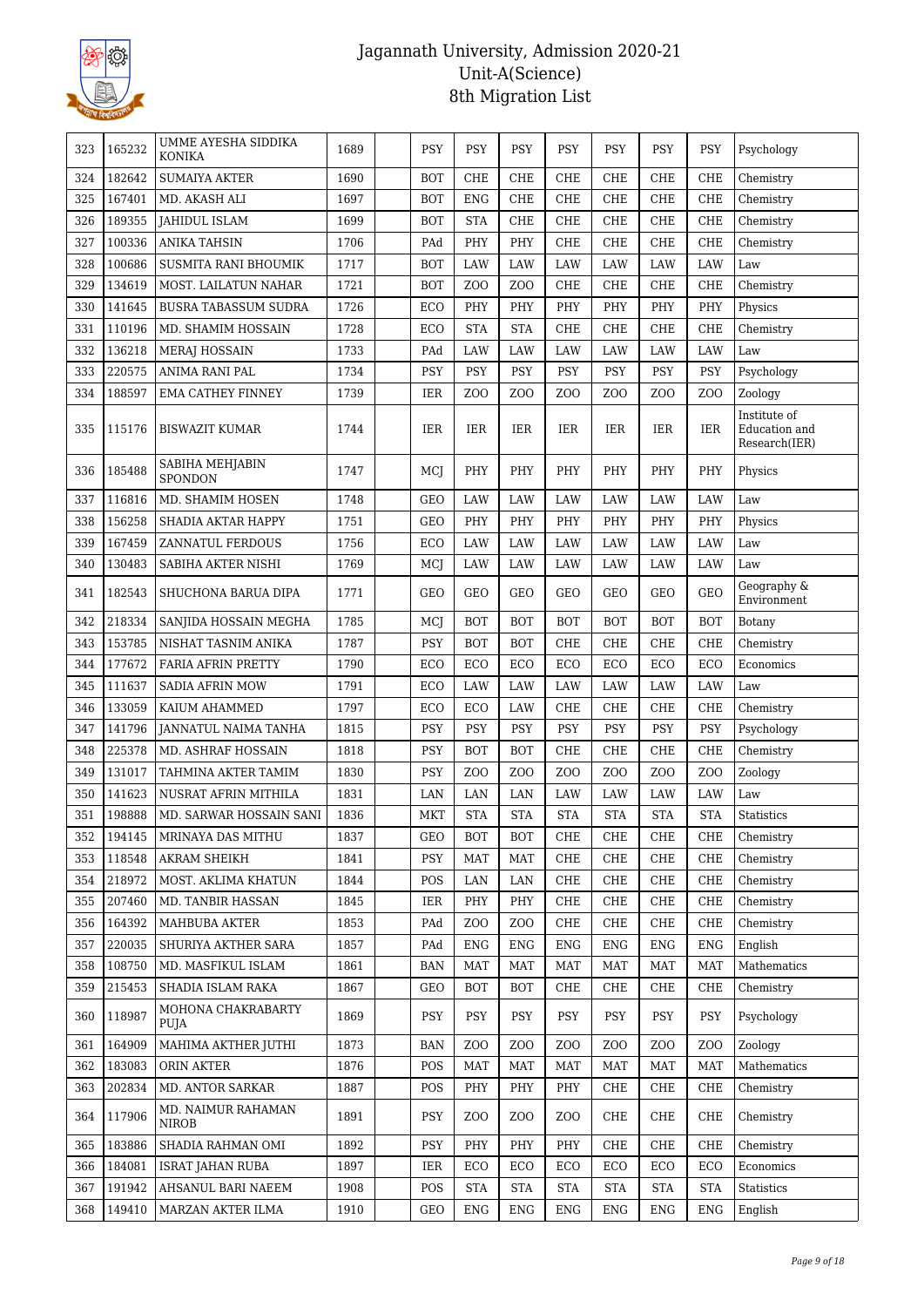# Jagannath University, Admission 2020-21
## Unit-A(Science)
## 8th Migration List

| | | | | | | | | | | | | |
|---|---|---|---|---|---|---|---|---|---|---|---|---|
| 323 | 165232 | UMME AYESHA SIDDIKA KONIKA | 1689 | | PSY | PSY | PSY | PSY | PSY | PSY | PSY | Psychology |
| 324 | 182642 | SUMAIYA AKTER | 1690 | | BOT | CHE | CHE | CHE | CHE | CHE | CHE | Chemistry |
| 325 | 167401 | MD. AKASH ALI | 1697 | | BOT | ENG | CHE | CHE | CHE | CHE | CHE | Chemistry |
| 326 | 189355 | JAHIDUL ISLAM | 1699 | | BOT | STA | CHE | CHE | CHE | CHE | CHE | Chemistry |
| 327 | 100336 | ANIKA TAHSIN | 1706 | | PAd | PHY | PHY | CHE | CHE | CHE | CHE | Chemistry |
| 328 | 100686 | SUSMITA RANI BHOUMIK | 1717 | | BOT | LAW | LAW | LAW | LAW | LAW | LAW | Law |
| 329 | 134619 | MOST. LAILATUN NAHAR | 1721 | | BOT | ZOO | ZOO | CHE | CHE | CHE | CHE | Chemistry |
| 330 | 141645 | BUSRA TABASSUM SUDRA | 1726 | | ECO | PHY | PHY | PHY | PHY | PHY | PHY | Physics |
| 331 | 110196 | MD. SHAMIM HOSSAIN | 1728 | | ECO | STA | STA | CHE | CHE | CHE | CHE | Chemistry |
| 332 | 136218 | MERAJ HOSSAIN | 1733 | | PAd | LAW | LAW | LAW | LAW | LAW | LAW | Law |
| 333 | 220575 | ANIMA RANI PAL | 1734 | | PSY | PSY | PSY | PSY | PSY | PSY | PSY | Psychology |
| 334 | 188597 | EMA CATHEY FINNEY | 1739 | | IER | ZOO | ZOO | ZOO | ZOO | ZOO | ZOO | Zoology |
| 335 | 115176 | BISWAZIT KUMAR | 1744 | | IER | IER | IER | IER | IER | IER | IER | Institute of Education and Research(IER) |
| 336 | 185488 | SABIHA MEHJABIN SPONDON | 1747 | | MCJ | PHY | PHY | PHY | PHY | PHY | PHY | Physics |
| 337 | 116816 | MD. SHAMIM HOSEN | 1748 | | GEO | LAW | LAW | LAW | LAW | LAW | LAW | Law |
| 338 | 156258 | SHADIA AKTAR HAPPY | 1751 | | GEO | PHY | PHY | PHY | PHY | PHY | PHY | Physics |
| 339 | 167459 | ZANNATUL FERDOUS | 1756 | | ECO | LAW | LAW | LAW | LAW | LAW | LAW | Law |
| 340 | 130483 | SABIHA AKTER NISHI | 1769 | | MCJ | LAW | LAW | LAW | LAW | LAW | LAW | Law |
| 341 | 182543 | SHUCHONA BARUA DIPA | 1771 | | GEO | GEO | GEO | GEO | GEO | GEO | GEO | Geography & Environment |
| 342 | 218334 | SANJIDA HOSSAIN MEGHA | 1785 | | MCJ | BOT | BOT | BOT | BOT | BOT | BOT | Botany |
| 343 | 153785 | NISHAT TASNIM ANIKA | 1787 | | PSY | BOT | BOT | CHE | CHE | CHE | CHE | Chemistry |
| 344 | 177672 | FARIA AFRIN PRETTY | 1790 | | ECO | ECO | ECO | ECO | ECO | ECO | ECO | Economics |
| 345 | 111637 | SADIA AFRIN MOW | 1791 | | ECO | LAW | LAW | LAW | LAW | LAW | LAW | Law |
| 346 | 133059 | KAIUM AHAMMED | 1797 | | ECO | ECO | LAW | CHE | CHE | CHE | CHE | Chemistry |
| 347 | 141796 | JANNATUL NAIMA TANHA | 1815 | | PSY | PSY | PSY | PSY | PSY | PSY | PSY | Psychology |
| 348 | 225378 | MD. ASHRAF HOSSAIN | 1818 | | PSY | BOT | BOT | CHE | CHE | CHE | CHE | Chemistry |
| 349 | 131017 | TAHMINA AKTER TAMIM | 1830 | | PSY | ZOO | ZOO | ZOO | ZOO | ZOO | ZOO | Zoology |
| 350 | 141623 | NUSRAT AFRIN MITHILA | 1831 | | LAN | LAN | LAN | LAW | LAW | LAW | LAW | Law |
| 351 | 198888 | MD. SARWAR HOSSAIN SANI | 1836 | | MKT | STA | STA | STA | STA | STA | STA | Statistics |
| 352 | 194145 | MRINAYA DAS MITHU | 1837 | | GEO | BOT | BOT | CHE | CHE | CHE | CHE | Chemistry |
| 353 | 118548 | AKRAM SHEIKH | 1841 | | PSY | MAT | MAT | CHE | CHE | CHE | CHE | Chemistry |
| 354 | 218972 | MOST. AKLIMA KHATUN | 1844 | | POS | LAN | LAN | CHE | CHE | CHE | CHE | Chemistry |
| 355 | 207460 | MD. TANBIR HASSAN | 1845 | | IER | PHY | PHY | CHE | CHE | CHE | CHE | Chemistry |
| 356 | 164392 | MAHBUBA AKTER | 1853 | | PAd | ZOO | ZOO | CHE | CHE | CHE | CHE | Chemistry |
| 357 | 220035 | SHURIYA AKTHER SARA | 1857 | | PAd | ENG | ENG | ENG | ENG | ENG | ENG | English |
| 358 | 108750 | MD. MASFIKUL ISLAM | 1861 | | BAN | MAT | MAT | MAT | MAT | MAT | MAT | Mathematics |
| 359 | 215453 | SHADIA ISLAM RAKA | 1867 | | GEO | BOT | BOT | CHE | CHE | CHE | CHE | Chemistry |
| 360 | 118987 | MOHONA CHAKRABARTY PUJA | 1869 | | PSY | PSY | PSY | PSY | PSY | PSY | PSY | Psychology |
| 361 | 164909 | MAHIMA AKTHER JUTHI | 1873 | | BAN | ZOO | ZOO | ZOO | ZOO | ZOO | ZOO | Zoology |
| 362 | 183083 | ORIN AKTER | 1876 | | POS | MAT | MAT | MAT | MAT | MAT | MAT | Mathematics |
| 363 | 202834 | MD. ANTOR SARKAR | 1887 | | POS | PHY | PHY | PHY | CHE | CHE | CHE | Chemistry |
| 364 | 117906 | MD. NAIMUR RAHAMAN NIROB | 1891 | | PSY | ZOO | ZOO | ZOO | CHE | CHE | CHE | Chemistry |
| 365 | 183886 | SHADIA RAHMAN OMI | 1892 | | PSY | PHY | PHY | PHY | CHE | CHE | CHE | Chemistry |
| 366 | 184081 | ISRAT JAHAN RUBA | 1897 | | IER | ECO | ECO | ECO | ECO | ECO | ECO | Economics |
| 367 | 191942 | AHSANUL BARI NAEEM | 1908 | | POS | STA | STA | STA | STA | STA | STA | Statistics |
| 368 | 149410 | MARZAN AKTER ILMA | 1910 | | GEO | ENG | ENG | ENG | ENG | ENG | ENG | English |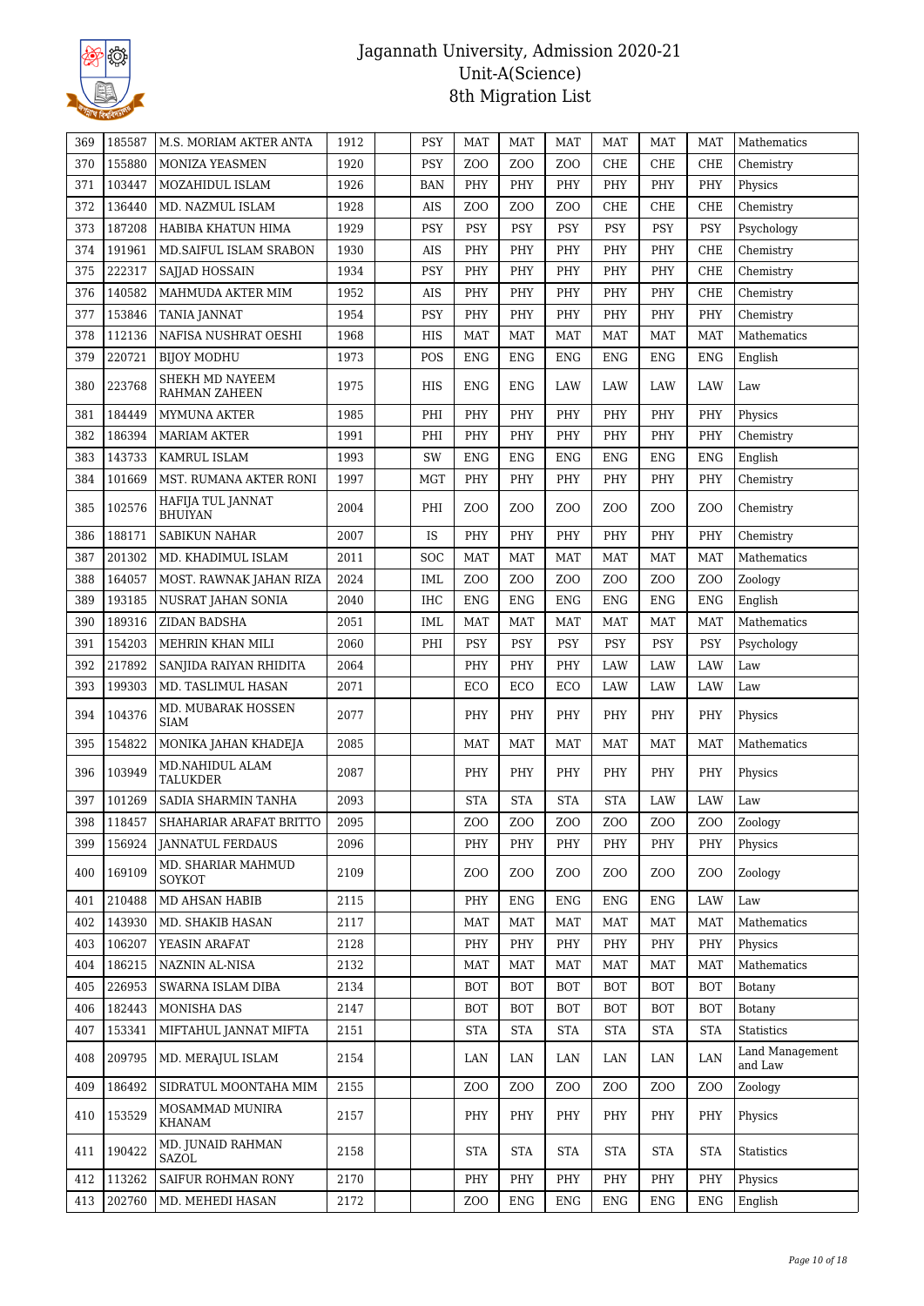# Jagannath University, Admission 2020-21
## Unit-A(Science)
## 8th Migration List

| 369 | 185587 | M.S. MORIAM AKTER ANTA | 1912 | | PSY | MAT | MAT | MAT | MAT | MAT | MAT | Mathematics |
|---|---|---|---|---|---|---|---|---|---|---|---|---|
| 370 | 155880 | MONIZA YEASMEN | 1920 | | PSY | ZOO | ZOO | ZOO | CHE | CHE | CHE | Chemistry |
| 371 | 103447 | MOZAHIDUL ISLAM | 1926 | | BAN | PHY | PHY | PHY | PHY | PHY | PHY | Physics |
| 372 | 136440 | MD. NAZMUL ISLAM | 1928 | | AIS | ZOO | ZOO | ZOO | CHE | CHE | CHE | Chemistry |
| 373 | 187208 | HABIBA KHATUN HIMA | 1929 | | PSY | PSY | PSY | PSY | PSY | PSY | PSY | Psychology |
| 374 | 191961 | MD.SAIFUL ISLAM SRABON | 1930 | | AIS | PHY | PHY | PHY | PHY | PHY | CHE | Chemistry |
| 375 | 222317 | SAJJAD HOSSAIN | 1934 | | PSY | PHY | PHY | PHY | PHY | PHY | CHE | Chemistry |
| 376 | 140582 | MAHMUDA AKTER MIM | 1952 | | AIS | PHY | PHY | PHY | PHY | PHY | CHE | Chemistry |
| 377 | 153846 | TANIA JANNAT | 1954 | | PSY | PHY | PHY | PHY | PHY | PHY | PHY | Chemistry |
| 378 | 112136 | NAFISA NUSHRAT OESHI | 1968 | | HIS | MAT | MAT | MAT | MAT | MAT | MAT | Mathematics |
| 379 | 220721 | BIJOY MODHU | 1973 | | POS | ENG | ENG | ENG | ENG | ENG | ENG | English |
| 380 | 223768 | SHEKH MD NAYEEM RAHMAN ZAHEEN | 1975 | | HIS | ENG | ENG | LAW | LAW | LAW | LAW | Law |
| 381 | 184449 | MYMUNA AKTER | 1985 | | PHI | PHY | PHY | PHY | PHY | PHY | PHY | Physics |
| 382 | 186394 | MARIAM AKTER | 1991 | | PHI | PHY | PHY | PHY | PHY | PHY | PHY | Chemistry |
| 383 | 143733 | KAMRUL ISLAM | 1993 | | SW | ENG | ENG | ENG | ENG | ENG | ENG | English |
| 384 | 101669 | MST. RUMANA AKTER RONI | 1997 | | MGT | PHY | PHY | PHY | PHY | PHY | PHY | Chemistry |
| 385 | 102576 | HAFIJA TUL JANNAT BHUIYAN | 2004 | | PHI | ZOO | ZOO | ZOO | ZOO | ZOO | ZOO | Chemistry |
| 386 | 188171 | SABIKUN NAHAR | 2007 | | IS | PHY | PHY | PHY | PHY | PHY | PHY | Chemistry |
| 387 | 201302 | MD. KHADIMUL ISLAM | 2011 | | SOC | MAT | MAT | MAT | MAT | MAT | MAT | Mathematics |
| 388 | 164057 | MOST. RAWNAK JAHAN RIZA | 2024 | | IML | ZOO | ZOO | ZOO | ZOO | ZOO | ZOO | Zoology |
| 389 | 193185 | NUSRAT JAHAN SONIA | 2040 | | IHC | ENG | ENG | ENG | ENG | ENG | ENG | English |
| 390 | 189316 | ZIDAN BADSHA | 2051 | | IML | MAT | MAT | MAT | MAT | MAT | MAT | Mathematics |
| 391 | 154203 | MEHRIN KHAN MILI | 2060 | | PHI | PSY | PSY | PSY | PSY | PSY | PSY | Psychology |
| 392 | 217892 | SANJIDA RAIYAN RHIDITA | 2064 | | | PHY | PHY | PHY | LAW | LAW | LAW | Law |
| 393 | 199303 | MD. TASLIMUL HASAN | 2071 | | | ECO | ECO | ECO | LAW | LAW | LAW | Law |
| 394 | 104376 | MD. MUBARAK HOSSEN SIAM | 2077 | | | PHY | PHY | PHY | PHY | PHY | PHY | Physics |
| 395 | 154822 | MONIKA JAHAN KHADEJA | 2085 | | | MAT | MAT | MAT | MAT | MAT | MAT | Mathematics |
| 396 | 103949 | MD.NAHIDUL ALAM TALUKDER | 2087 | | | PHY | PHY | PHY | PHY | PHY | PHY | Physics |
| 397 | 101269 | SADIA SHARMIN TANHA | 2093 | | | STA | STA | STA | STA | LAW | LAW | Law |
| 398 | 118457 | SHAHARIAR ARAFAT BRITTO | 2095 | | | ZOO | ZOO | ZOO | ZOO | ZOO | ZOO | Zoology |
| 399 | 156924 | JANNATUL FERDAUS | 2096 | | | PHY | PHY | PHY | PHY | PHY | PHY | Physics |
| 400 | 169109 | MD. SHARIAR MAHMUD SOYKOT | 2109 | | | ZOO | ZOO | ZOO | ZOO | ZOO | ZOO | Zoology |
| 401 | 210488 | MD AHSAN HABIB | 2115 | | | PHY | ENG | ENG | ENG | ENG | LAW | Law |
| 402 | 143930 | MD. SHAKIB HASAN | 2117 | | | MAT | MAT | MAT | MAT | MAT | MAT | Mathematics |
| 403 | 106207 | YEASIN ARAFAT | 2128 | | | PHY | PHY | PHY | PHY | PHY | PHY | Physics |
| 404 | 186215 | NAZNIN AL-NISA | 2132 | | | MAT | MAT | MAT | MAT | MAT | MAT | Mathematics |
| 405 | 226953 | SWARNA ISLAM DIBA | 2134 | | | BOT | BOT | BOT | BOT | BOT | BOT | Botany |
| 406 | 182443 | MONISHA DAS | 2147 | | | BOT | BOT | BOT | BOT | BOT | BOT | Botany |
| 407 | 153341 | MIFTAHUL JANNAT MIFTA | 2151 | | | STA | STA | STA | STA | STA | STA | Statistics |
| 408 | 209795 | MD. MERAJUL ISLAM | 2154 | | | LAN | LAN | LAN | LAN | LAN | LAN | Land Management and Law |
| 409 | 186492 | SIDRATUL MOONTAHA MIM | 2155 | | | ZOO | ZOO | ZOO | ZOO | ZOO | ZOO | Zoology |
| 410 | 153529 | MOSAMMAD MUNIRA KHANAM | 2157 | | | PHY | PHY | PHY | PHY | PHY | PHY | Physics |
| 411 | 190422 | MD. JUNAID RAHMAN SAZOL | 2158 | | | STA | STA | STA | STA | STA | STA | Statistics |
| 412 | 113262 | SAIFUR ROHMAN RONY | 2170 | | | PHY | PHY | PHY | PHY | PHY | PHY | Physics |
| 413 | 202760 | MD. MEHEDI HASAN | 2172 | | | ZOO | ENG | ENG | ENG | ENG | ENG | English |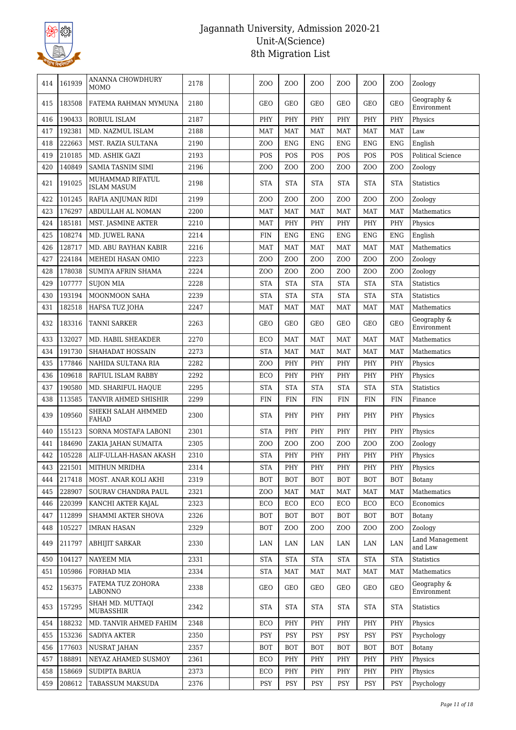# Jagannath University, Admission 2020-21
## Unit-A(Science)
### 8th Migration List

| 414 | 161939 | ANANNA CHOWDHURY MOMO | 2178 | | | ZOO | ZOO | ZOO | ZOO | ZOO | ZOO | Zoology |
|---|---|---|---|---|---|---|---|---|---|---|---|---|
| 415 | 183508 | FATEMA RAHMAN MYMUNA | 2180 | | | GEO | GEO | GEO | GEO | GEO | GEO | Geography & Environment |
| 416 | 190433 | ROBIUL ISLAM | 2187 | | | PHY | PHY | PHY | PHY | PHY | PHY | Physics |
| 417 | 192381 | MD. NAZMUL ISLAM | 2188 | | | MAT | MAT | MAT | MAT | MAT | MAT | Law |
| 418 | 222663 | MST. RAZIA SULTANA | 2190 | | | ZOO | ENG | ENG | ENG | ENG | ENG | English |
| 419 | 210185 | MD. ASHIK GAZI | 2193 | | | POS | POS | POS | POS | POS | POS | Political Science |
| 420 | 140849 | SAMIA TASNIM SIMI | 2196 | | | ZOO | ZOO | ZOO | ZOO | ZOO | ZOO | Zoology |
| 421 | 191025 | MUHAMMAD RIFATUL ISLAM MASUM | 2198 | | | STA | STA | STA | STA | STA | STA | Statistics |
| 422 | 101245 | RAFIA ANJUMAN RIDI | 2199 | | | ZOO | ZOO | ZOO | ZOO | ZOO | ZOO | Zoology |
| 423 | 176297 | ABDULLAH AL NOMAN | 2200 | | | MAT | MAT | MAT | MAT | MAT | MAT | Mathematics |
| 424 | 185181 | MST. JASMINE AKTER | 2210 | | | MAT | PHY | PHY | PHY | PHY | PHY | Physics |
| 425 | 108274 | MD. JUWEL RANA | 2214 | | | FIN | ENG | ENG | ENG | ENG | ENG | English |
| 426 | 128717 | MD. ABU RAYHAN KABIR | 2216 | | | MAT | MAT | MAT | MAT | MAT | MAT | Mathematics |
| 427 | 224184 | MEHEDI HASAN OMIO | 2223 | | | ZOO | ZOO | ZOO | ZOO | ZOO | ZOO | Zoology |
| 428 | 178038 | SUMIYA AFRIN SHAMA | 2224 | | | ZOO | ZOO | ZOO | ZOO | ZOO | ZOO | Zoology |
| 429 | 107777 | SUJON MIA | 2228 | | | STA | STA | STA | STA | STA | STA | Statistics |
| 430 | 193194 | MOONMOON SAHA | 2239 | | | STA | STA | STA | STA | STA | STA | Statistics |
| 431 | 182518 | HAFSA TUZ JOHA | 2247 | | | MAT | MAT | MAT | MAT | MAT | MAT | Mathematics |
| 432 | 183316 | TANNI SARKER | 2263 | | | GEO | GEO | GEO | GEO | GEO | GEO | Geography & Environment |
| 433 | 132027 | MD. HABIL SHEAKDER | 2270 | | | ECO | MAT | MAT | MAT | MAT | MAT | Mathematics |
| 434 | 191730 | SHAHADAT HOSSAIN | 2273 | | | STA | MAT | MAT | MAT | MAT | MAT | Mathematics |
| 435 | 177846 | NAHIDA SULTANA RIA | 2282 | | | ZOO | PHY | PHY | PHY | PHY | PHY | Physics |
| 436 | 109618 | RAFIUL ISLAM RABBY | 2292 | | | ECO | PHY | PHY | PHY | PHY | PHY | Physics |
| 437 | 190580 | MD. SHARIFUL HAQUE | 2295 | | | STA | STA | STA | STA | STA | STA | Statistics |
| 438 | 113585 | TANVIR AHMED SHISHIR | 2299 | | | FIN | FIN | FIN | FIN | FIN | FIN | Finance |
| 439 | 109560 | SHEKH SALAH AHMMED FAHAD | 2300 | | | STA | PHY | PHY | PHY | PHY | PHY | Physics |
| 440 | 155123 | SORNA MOSTAFA LABONI | 2301 | | | STA | PHY | PHY | PHY | PHY | PHY | Physics |
| 441 | 184690 | ZAKIA JAHAN SUMAITA | 2305 | | | ZOO | ZOO | ZOO | ZOO | ZOO | ZOO | Zoology |
| 442 | 105228 | ALIF-ULLAH-HASAN AKASH | 2310 | | | STA | PHY | PHY | PHY | PHY | PHY | Physics |
| 443 | 221501 | MITHUN MRIDHA | 2314 | | | STA | PHY | PHY | PHY | PHY | PHY | Physics |
| 444 | 217418 | MOST. ANAR KOLI AKHI | 2319 | | | BOT | BOT | BOT | BOT | BOT | BOT | Botany |
| 445 | 228907 | SOURAV CHANDRA PAUL | 2321 | | | ZOO | MAT | MAT | MAT | MAT | MAT | Mathematics |
| 446 | 220399 | KANCHI AKTER KAJAL | 2323 | | | ECO | ECO | ECO | ECO | ECO | ECO | Economics |
| 447 | 112899 | SHAMMI AKTER SHOVA | 2326 | | | BOT | BOT | BOT | BOT | BOT | BOT | Botany |
| 448 | 105227 | IMRAN HASAN | 2329 | | | BOT | ZOO | ZOO | ZOO | ZOO | ZOO | Zoology |
| 449 | 211797 | ABHIJIT SARKAR | 2330 | | | LAN | LAN | LAN | LAN | LAN | LAN | Land Management and Law |
| 450 | 104127 | NAYEEM MIA | 2331 | | | STA | STA | STA | STA | STA | STA | Statistics |
| 451 | 105986 | FORHAD MIA | 2334 | | | STA | MAT | MAT | MAT | MAT | MAT | Mathematics |
| 452 | 156375 | FATEMA TUZ ZOHORA LABONNO | 2338 | | | GEO | GEO | GEO | GEO | GEO | GEO | Geography & Environment |
| 453 | 157295 | SHAH MD. MUTTAQI MUBASSHIR | 2342 | | | STA | STA | STA | STA | STA | STA | Statistics |
| 454 | 188232 | MD. TANVIR AHMED FAHIM | 2348 | | | ECO | PHY | PHY | PHY | PHY | PHY | Physics |
| 455 | 153236 | SADIYA AKTER | 2350 | | | PSY | PSY | PSY | PSY | PSY | PSY | Psychology |
| 456 | 177603 | NUSRAT JAHAN | 2357 | | | BOT | BOT | BOT | BOT | BOT | BOT | Botany |
| 457 | 188891 | NEYAZ AHAMED SUSMOY | 2361 | | | ECO | PHY | PHY | PHY | PHY | PHY | Physics |
| 458 | 158669 | SUDIPTA BARUA | 2373 | | | ECO | PHY | PHY | PHY | PHY | PHY | Physics |
| 459 | 208612 | TABASSUM MAKSUDA | 2376 | | | PSY | PSY | PSY | PSY | PSY | PSY | Psychology |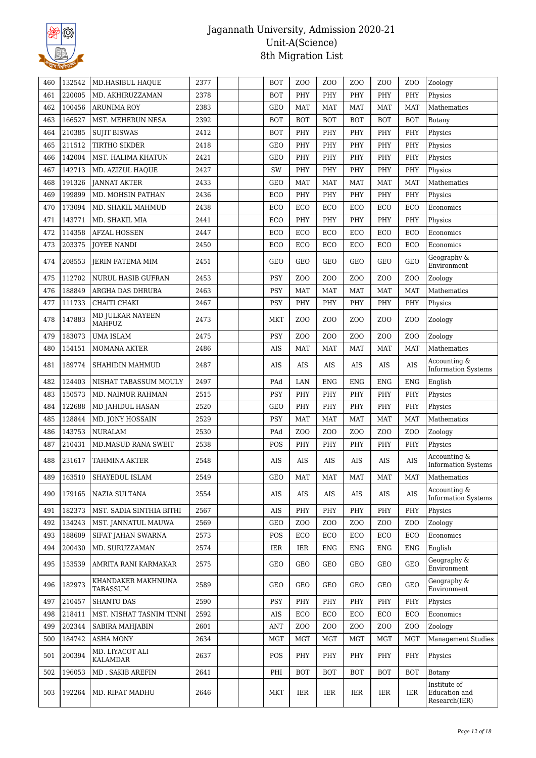# Jagannath University, Admission 2020-21
## Unit-A(Science)
## 8th Migration List

| | | | | | | | | | | | | |
|---|---|---|---|---|---|---|---|---|---|---|---|---|
| 460 | 132542 | MD.HASIBUL HAQUE | 2377 | | | BOT | ZOO | ZOO | ZOO | ZOO | ZOO | Zoology |
| 461 | 220005 | MD. AKHIRUZZAMAN | 2378 | | | BOT | PHY | PHY | PHY | PHY | PHY | Physics |
| 462 | 100456 | ARUNIMA ROY | 2383 | | | GEO | MAT | MAT | MAT | MAT | MAT | Mathematics |
| 463 | 166527 | MST. MEHERUN NESA | 2392 | | | BOT | BOT | BOT | BOT | BOT | BOT | Botany |
| 464 | 210385 | SUJIT BISWAS | 2412 | | | BOT | PHY | PHY | PHY | PHY | PHY | Physics |
| 465 | 211512 | TIRTHO SIKDER | 2418 | | | GEO | PHY | PHY | PHY | PHY | PHY | Physics |
| 466 | 142004 | MST. HALIMA KHATUN | 2421 | | | GEO | PHY | PHY | PHY | PHY | PHY | Physics |
| 467 | 142713 | MD. AZIZUL HAQUE | 2427 | | | SW | PHY | PHY | PHY | PHY | PHY | Physics |
| 468 | 191326 | JANNAT AKTER | 2433 | | | GEO | MAT | MAT | MAT | MAT | MAT | Mathematics |
| 469 | 199899 | MD. MOHSIN PATHAN | 2436 | | | ECO | PHY | PHY | PHY | PHY | PHY | Physics |
| 470 | 173094 | MD. SHAKIL MAHMUD | 2438 | | | ECO | ECO | ECO | ECO | ECO | ECO | Economics |
| 471 | 143771 | MD. SHAKIL MIA | 2441 | | | ECO | PHY | PHY | PHY | PHY | PHY | Physics |
| 472 | 114358 | AFZAL HOSSEN | 2447 | | | ECO | ECO | ECO | ECO | ECO | ECO | Economics |
| 473 | 203375 | JOYEE NANDI | 2450 | | | ECO | ECO | ECO | ECO | ECO | ECO | Economics |
| 474 | 208553 | JERIN FATEMA MIM | 2451 | | | GEO | GEO | GEO | GEO | GEO | GEO | Geography & Environment |
| 475 | 112702 | NURUL HASIB GUFRAN | 2453 | | | PSY | ZOO | ZOO | ZOO | ZOO | ZOO | Zoology |
| 476 | 188849 | ARGHA DAS DHRUBA | 2463 | | | PSY | MAT | MAT | MAT | MAT | MAT | Mathematics |
| 477 | 111733 | CHAITI CHAKI | 2467 | | | PSY | PHY | PHY | PHY | PHY | PHY | Physics |
| 478 | 147883 | MD JULKAR NAYEEN MAHFUZ | 2473 | | | MKT | ZOO | ZOO | ZOO | ZOO | ZOO | Zoology |
| 479 | 183073 | UMA ISLAM | 2475 | | | PSY | ZOO | ZOO | ZOO | ZOO | ZOO | Zoology |
| 480 | 154151 | MOMANA AKTER | 2486 | | | AIS | MAT | MAT | MAT | MAT | MAT | Mathematics |
| 481 | 189774 | SHAHIDIN MAHMUD | 2487 | | | AIS | AIS | AIS | AIS | AIS | AIS | Accounting & Information Systems |
| 482 | 124403 | NISHAT TABASSUM MOULY | 2497 | | | PAd | LAN | ENG | ENG | ENG | ENG | English |
| 483 | 150573 | MD. NAIMUR RAHMAN | 2515 | | | PSY | PHY | PHY | PHY | PHY | PHY | Physics |
| 484 | 122688 | MD JAHIDUL HASAN | 2520 | | | GEO | PHY | PHY | PHY | PHY | PHY | Physics |
| 485 | 128844 | MD. JONY HOSSAIN | 2529 | | | PSY | MAT | MAT | MAT | MAT | MAT | Mathematics |
| 486 | 143753 | NURALAM | 2530 | | | PAd | ZOO | ZOO | ZOO | ZOO | ZOO | Zoology |
| 487 | 210431 | MD.MASUD RANA SWEIT | 2538 | | | POS | PHY | PHY | PHY | PHY | PHY | Physics |
| 488 | 231617 | TAHMINA AKTER | 2548 | | | AIS | AIS | AIS | AIS | AIS | AIS | Accounting & Information Systems |
| 489 | 163510 | SHAYEDUL ISLAM | 2549 | | | GEO | MAT | MAT | MAT | MAT | MAT | Mathematics |
| 490 | 179165 | NAZIA SULTANA | 2554 | | | AIS | AIS | AIS | AIS | AIS | AIS | Accounting & Information Systems |
| 491 | 182373 | MST. SADIA SINTHIA BITHI | 2567 | | | AIS | PHY | PHY | PHY | PHY | PHY | Physics |
| 492 | 134243 | MST. JANNATUL MAUWA | 2569 | | | GEO | ZOO | ZOO | ZOO | ZOO | ZOO | Zoology |
| 493 | 188609 | SIFAT JAHAN SWARNA | 2573 | | | POS | ECO | ECO | ECO | ECO | ECO | Economics |
| 494 | 200430 | MD. SURUZZAMAN | 2574 | | | IER | IER | ENG | ENG | ENG | ENG | English |
| 495 | 153539 | AMRITA RANI KARMAKAR | 2575 | | | GEO | GEO | GEO | GEO | GEO | GEO | Geography & Environment |
| 496 | 182973 | KHANDAKER MAKHNUNA TABASSUM | 2589 | | | GEO | GEO | GEO | GEO | GEO | GEO | Geography & Environment |
| 497 | 210457 | SHANTO DAS | 2590 | | | PSY | PHY | PHY | PHY | PHY | PHY | Physics |
| 498 | 218411 | MST. NISHAT TASNIM TINNI | 2592 | | | AIS | ECO | ECO | ECO | ECO | ECO | Economics |
| 499 | 202344 | SABIRA MAHJABIN | 2601 | | | ANT | ZOO | ZOO | ZOO | ZOO | ZOO | Zoology |
| 500 | 184742 | ASHA MONY | 2634 | | | MGT | MGT | MGT | MGT | MGT | MGT | Management Studies |
| 501 | 200394 | MD. LIYACOT ALI KALAMDAR | 2637 | | | POS | PHY | PHY | PHY | PHY | PHY | Physics |
| 502 | 196053 | MD . SAKIB AREFIN | 2641 | | | PHI | BOT | BOT | BOT | BOT | BOT | Botany |
| 503 | 192264 | MD. RIFAT MADHU | 2646 | | | MKT | IER | IER | IER | IER | IER | Institute of Education and Research(IER) |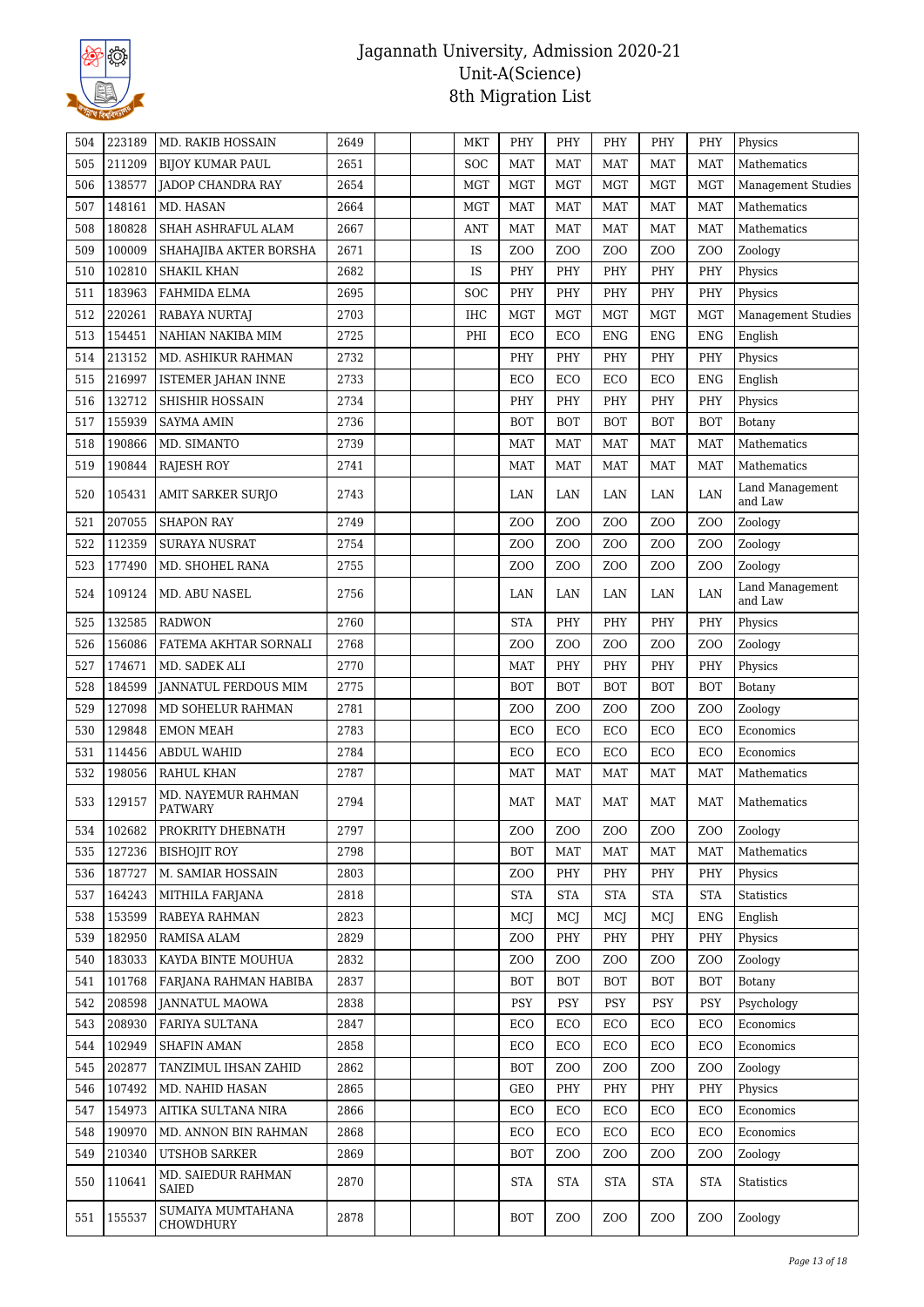# Jagannath University, Admission 2020-21
## Unit-A(Science)
## 8th Migration List

| | | | | | | | | | | | | |
|---|---|---|---|---|---|---|---|---|---|---|---|---|
| 504 | 223189 | MD. RAKIB HOSSAIN | 2649 | | | MKT | PHY | PHY | PHY | PHY | PHY | Physics |
| 505 | 211209 | BIJOY KUMAR PAUL | 2651 | | | SOC | MAT | MAT | MAT | MAT | MAT | Mathematics |
| 506 | 138577 | JADOP CHANDRA RAY | 2654 | | | MGT | MGT | MGT | MGT | MGT | MGT | Management Studies |
| 507 | 148161 | MD. HASAN | 2664 | | | MGT | MAT | MAT | MAT | MAT | MAT | Mathematics |
| 508 | 180828 | SHAH ASHRAFUL ALAM | 2667 | | | ANT | MAT | MAT | MAT | MAT | MAT | Mathematics |
| 509 | 100009 | SHAHAJIBA AKTER BORSHA | 2671 | | | IS | ZOO | ZOO | ZOO | ZOO | ZOO | Zoology |
| 510 | 102810 | SHAKIL KHAN | 2682 | | | IS | PHY | PHY | PHY | PHY | PHY | Physics |
| 511 | 183963 | FAHMIDA ELMA | 2695 | | | SOC | PHY | PHY | PHY | PHY | PHY | Physics |
| 512 | 220261 | RABAYA NURTAJ | 2703 | | | IHC | MGT | MGT | MGT | MGT | MGT | Management Studies |
| 513 | 154451 | NAHIAN NAKIBA MIM | 2725 | | | PHI | ECO | ECO | ENG | ENG | ENG | English |
| 514 | 213152 | MD. ASHIKUR RAHMAN | 2732 | | | | PHY | PHY | PHY | PHY | PHY | Physics |
| 515 | 216997 | ISTEMER JAHAN INNE | 2733 | | | | ECO | ECO | ECO | ECO | ENG | English |
| 516 | 132712 | SHISHIR HOSSAIN | 2734 | | | | PHY | PHY | PHY | PHY | PHY | Physics |
| 517 | 155939 | SAYMA AMIN | 2736 | | | | BOT | BOT | BOT | BOT | BOT | Botany |
| 518 | 190866 | MD. SIMANTO | 2739 | | | | MAT | MAT | MAT | MAT | MAT | Mathematics |
| 519 | 190844 | RAJESH ROY | 2741 | | | | MAT | MAT | MAT | MAT | MAT | Mathematics |
| 520 | 105431 | AMIT SARKER SURJO | 2743 | | | | LAN | LAN | LAN | LAN | LAN | Land Management and Law |
| 521 | 207055 | SHAPON RAY | 2749 | | | | ZOO | ZOO | ZOO | ZOO | ZOO | Zoology |
| 522 | 112359 | SURAYA NUSRAT | 2754 | | | | ZOO | ZOO | ZOO | ZOO | ZOO | Zoology |
| 523 | 177490 | MD. SHOHEL RANA | 2755 | | | | ZOO | ZOO | ZOO | ZOO | ZOO | Zoology |
| 524 | 109124 | MD. ABU NASEL | 2756 | | | | LAN | LAN | LAN | LAN | LAN | Land Management and Law |
| 525 | 132585 | RADWON | 2760 | | | | STA | PHY | PHY | PHY | PHY | Physics |
| 526 | 156086 | FATEMA AKHTAR SORNALI | 2768 | | | | ZOO | ZOO | ZOO | ZOO | ZOO | Zoology |
| 527 | 174671 | MD. SADEK ALI | 2770 | | | | MAT | PHY | PHY | PHY | PHY | Physics |
| 528 | 184599 | JANNATUL FERDOUS MIM | 2775 | | | | BOT | BOT | BOT | BOT | BOT | Botany |
| 529 | 127098 | MD SOHELUR RAHMAN | 2781 | | | | ZOO | ZOO | ZOO | ZOO | ZOO | Zoology |
| 530 | 129848 | EMON MEAH | 2783 | | | | ECO | ECO | ECO | ECO | ECO | Economics |
| 531 | 114456 | ABDUL WAHID | 2784 | | | | ECO | ECO | ECO | ECO | ECO | Economics |
| 532 | 198056 | RAHUL KHAN | 2787 | | | | MAT | MAT | MAT | MAT | MAT | Mathematics |
| 533 | 129157 | MD. NAYEMUR RAHMAN PATWARY | 2794 | | | | MAT | MAT | MAT | MAT | MAT | Mathematics |
| 534 | 102682 | PROKRITY DHEBNATH | 2797 | | | | ZOO | ZOO | ZOO | ZOO | ZOO | Zoology |
| 535 | 127236 | BISHOJIT ROY | 2798 | | | | BOT | MAT | MAT | MAT | MAT | Mathematics |
| 536 | 187727 | M. SAMIAR HOSSAIN | 2803 | | | | ZOO | PHY | PHY | PHY | PHY | Physics |
| 537 | 164243 | MITHILA FARJANA | 2818 | | | | STA | STA | STA | STA | STA | Statistics |
| 538 | 153599 | RABEYA RAHMAN | 2823 | | | | MCJ | MCJ | MCJ | MCJ | ENG | English |
| 539 | 182950 | RAMISA ALAM | 2829 | | | | ZOO | PHY | PHY | PHY | PHY | Physics |
| 540 | 183033 | KAYDA BINTE MOUHUA | 2832 | | | | ZOO | ZOO | ZOO | ZOO | ZOO | Zoology |
| 541 | 101768 | FARJANA RAHMAN HABIBA | 2837 | | | | BOT | BOT | BOT | BOT | BOT | Botany |
| 542 | 208598 | JANNATUL MAOWA | 2838 | | | | PSY | PSY | PSY | PSY | PSY | Psychology |
| 543 | 208930 | FARIYA SULTANA | 2847 | | | | ECO | ECO | ECO | ECO | ECO | Economics |
| 544 | 102949 | SHAFIN AMAN | 2858 | | | | ECO | ECO | ECO | ECO | ECO | Economics |
| 545 | 202877 | TANZIMUL IHSAN ZAHID | 2862 | | | | BOT | ZOO | ZOO | ZOO | ZOO | Zoology |
| 546 | 107492 | MD. NAHID HASAN | 2865 | | | | GEO | PHY | PHY | PHY | PHY | Physics |
| 547 | 154973 | AITIKA SULTANA NIRA | 2866 | | | | ECO | ECO | ECO | ECO | ECO | Economics |
| 548 | 190970 | MD. ANNON BIN RAHMAN | 2868 | | | | ECO | ECO | ECO | ECO | ECO | Economics |
| 549 | 210340 | UTSHOB SARKER | 2869 | | | | BOT | ZOO | ZOO | ZOO | ZOO | Zoology |
| 550 | 110641 | MD. SAIEDUR RAHMAN SAIED | 2870 | | | | STA | STA | STA | STA | STA | Statistics |
| 551 | 155537 | SUMAIYA MUMTAHANA CHOWDHURY | 2878 | | | | BOT | ZOO | ZOO | ZOO | ZOO | Zoology |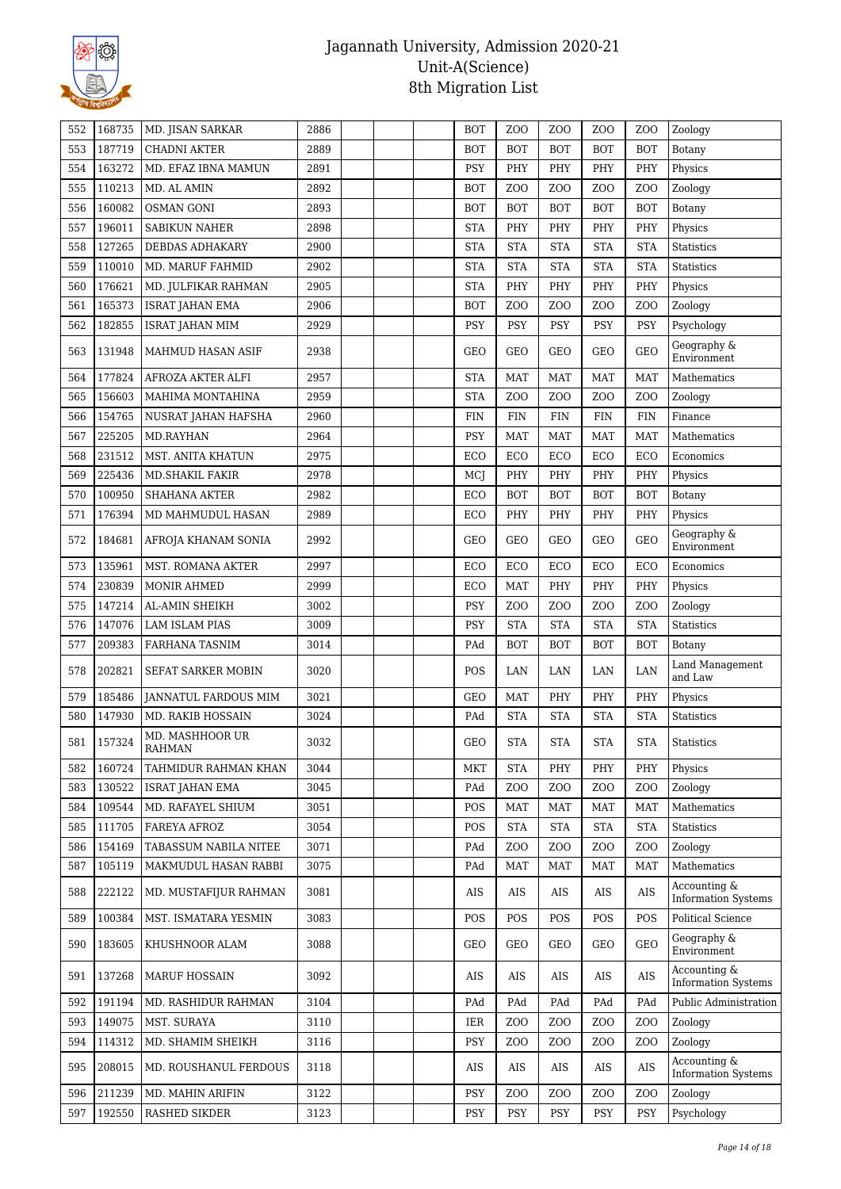# Jagannath University, Admission 2020-21
## Unit-A(Science)
## 8th Migration List

| | | | | | | | | | | | | |
|---|---|---|---|---|---|---|---|---|---|---|---|---|
| 552 | 168735 | MD. JISAN SARKAR | 2886 | | | | BOT | ZOO | ZOO | ZOO | ZOO | Zoology |
| 553 | 187719 | CHADNI AKTER | 2889 | | | | BOT | BOT | BOT | BOT | BOT | Botany |
| 554 | 163272 | MD. EFAZ IBNA MAMUN | 2891 | | | | PSY | PHY | PHY | PHY | PHY | Physics |
| 555 | 110213 | MD. AL AMIN | 2892 | | | | BOT | ZOO | ZOO | ZOO | ZOO | Zoology |
| 556 | 160082 | OSMAN GONI | 2893 | | | | BOT | BOT | BOT | BOT | BOT | Botany |
| 557 | 196011 | SABIKUN NAHER | 2898 | | | | STA | PHY | PHY | PHY | PHY | Physics |
| 558 | 127265 | DEBDAS ADHAKARY | 2900 | | | | STA | STA | STA | STA | STA | Statistics |
| 559 | 110010 | MD. MARUF FAHMID | 2902 | | | | STA | STA | STA | STA | STA | Statistics |
| 560 | 176621 | MD. JULFIKAR RAHMAN | 2905 | | | | STA | PHY | PHY | PHY | PHY | Physics |
| 561 | 165373 | ISRAT JAHAN EMA | 2906 | | | | BOT | ZOO | ZOO | ZOO | ZOO | Zoology |
| 562 | 182855 | ISRAT JAHAN MIM | 2929 | | | | PSY | PSY | PSY | PSY | PSY | Psychology |
| 563 | 131948 | MAHMUD HASAN ASIF | 2938 | | | | GEO | GEO | GEO | GEO | GEO | Geography & Environment |
| 564 | 177824 | AFROZA AKTER ALFI | 2957 | | | | STA | MAT | MAT | MAT | MAT | Mathematics |
| 565 | 156603 | MAHIMA MONTAHINA | 2959 | | | | STA | ZOO | ZOO | ZOO | ZOO | Zoology |
| 566 | 154765 | NUSRAT JAHAN HAFSHA | 2960 | | | | FIN | FIN | FIN | FIN | FIN | Finance |
| 567 | 225205 | MD.RAYHAN | 2964 | | | | PSY | MAT | MAT | MAT | MAT | Mathematics |
| 568 | 231512 | MST. ANITA KHATUN | 2975 | | | | ECO | ECO | ECO | ECO | ECO | Economics |
| 569 | 225436 | MD.SHAKIL FAKIR | 2978 | | | | MCJ | PHY | PHY | PHY | PHY | Physics |
| 570 | 100950 | SHAHANA AKTER | 2982 | | | | ECO | BOT | BOT | BOT | BOT | Botany |
| 571 | 176394 | MD MAHMUDUL HASAN | 2989 | | | | ECO | PHY | PHY | PHY | PHY | Physics |
| 572 | 184681 | AFROJA KHANAM SONIA | 2992 | | | | GEO | GEO | GEO | GEO | GEO | Geography & Environment |
| 573 | 135961 | MST. ROMANA AKTER | 2997 | | | | ECO | ECO | ECO | ECO | ECO | Economics |
| 574 | 230839 | MONIR AHMED | 2999 | | | | ECO | MAT | PHY | PHY | PHY | Physics |
| 575 | 147214 | AL-AMIN SHEIKH | 3002 | | | | PSY | ZOO | ZOO | ZOO | ZOO | Zoology |
| 576 | 147076 | LAM ISLAM PIAS | 3009 | | | | PSY | STA | STA | STA | STA | Statistics |
| 577 | 209383 | FARHANA TASNIM | 3014 | | | | PAd | BOT | BOT | BOT | BOT | Botany |
| 578 | 202821 | SEFAT SARKER MOBIN | 3020 | | | | POS | LAN | LAN | LAN | LAN | Land Management and Law |
| 579 | 185486 | JANNATUL FARDOUS MIM | 3021 | | | | GEO | MAT | PHY | PHY | PHY | Physics |
| 580 | 147930 | MD. RAKIB HOSSAIN | 3024 | | | | PAd | STA | STA | STA | STA | Statistics |
| 581 | 157324 | MD. MASHHOOR UR RAHMAN | 3032 | | | | GEO | STA | STA | STA | STA | Statistics |
| 582 | 160724 | TAHMIDUR RAHMAN KHAN | 3044 | | | | MKT | STA | PHY | PHY | PHY | Physics |
| 583 | 130522 | ISRAT JAHAN EMA | 3045 | | | | PAd | ZOO | ZOO | ZOO | ZOO | Zoology |
| 584 | 109544 | MD. RAFAYEL SHIUM | 3051 | | | | POS | MAT | MAT | MAT | MAT | Mathematics |
| 585 | 111705 | FAREYA AFROZ | 3054 | | | | POS | STA | STA | STA | STA | Statistics |
| 586 | 154169 | TABASSUM NABILA NITEE | 3071 | | | | PAd | ZOO | ZOO | ZOO | ZOO | Zoology |
| 587 | 105119 | MAKMUDUL HASAN RABBI | 3075 | | | | PAd | MAT | MAT | MAT | MAT | Mathematics |
| 588 | 222122 | MD. MUSTAFIJUR RAHMAN | 3081 | | | | AIS | AIS | AIS | AIS | AIS | Accounting & Information Systems |
| 589 | 100384 | MST. ISMATARA YESMIN | 3083 | | | | POS | POS | POS | POS | POS | Political Science |
| 590 | 183605 | KHUSHNOOR ALAM | 3088 | | | | GEO | GEO | GEO | GEO | GEO | Geography & Environment |
| 591 | 137268 | MARUF HOSSAIN | 3092 | | | | AIS | AIS | AIS | AIS | AIS | Accounting & Information Systems |
| 592 | 191194 | MD. RASHIDUR RAHMAN | 3104 | | | | PAd | PAd | PAd | PAd | PAd | Public Administration |
| 593 | 149075 | MST. SURAYA | 3110 | | | | IER | ZOO | ZOO | ZOO | ZOO | Zoology |
| 594 | 114312 | MD. SHAMIM SHEIKH | 3116 | | | | PSY | ZOO | ZOO | ZOO | ZOO | Zoology |
| 595 | 208015 | MD. ROUSHANUL FERDOUS | 3118 | | | | AIS | AIS | AIS | AIS | AIS | Accounting & Information Systems |
| 596 | 211239 | MD. MAHIN ARIFIN | 3122 | | | | PSY | ZOO | ZOO | ZOO | ZOO | Zoology |
| 597 | 192550 | RASHED SIKDER | 3123 | | | | PSY | PSY | PSY | PSY | PSY | Psychology |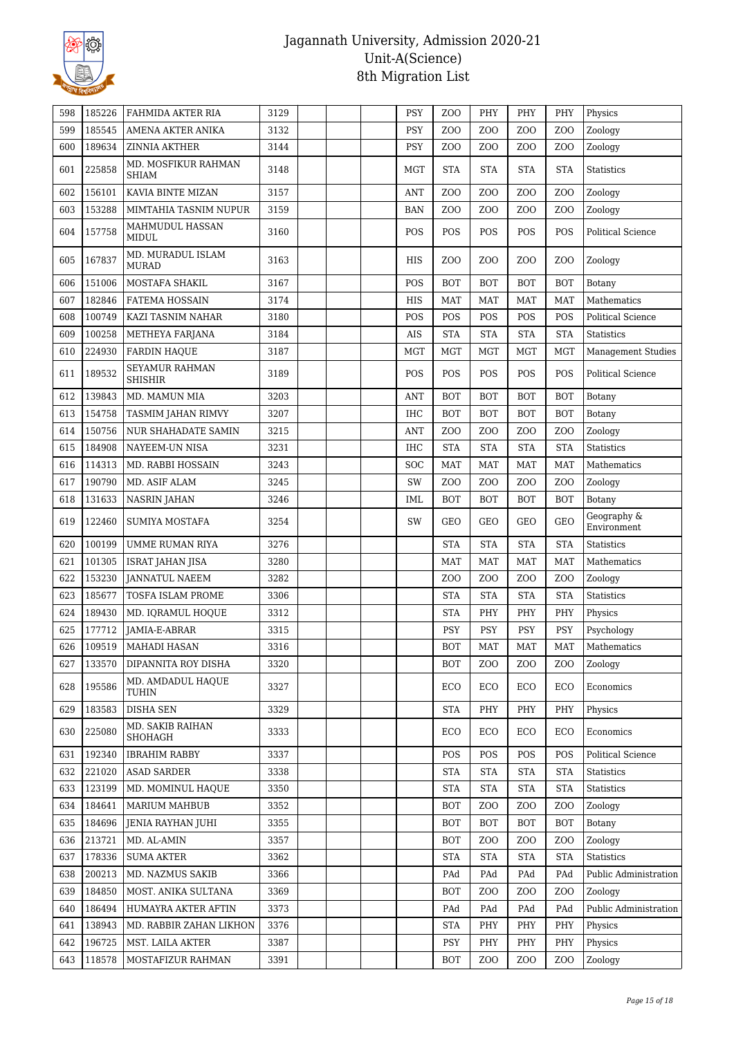# Jagannath University, Admission 2020-21
## Unit-A(Science)
## 8th Migration List

| | | | | | | | | | | | | |
|---|---|---|---|---|---|---|---|---|---|---|---|---|
| 598 | 185226 | FAHMIDA AKTER RIA | 3129 | | | | PSY | ZOO | PHY | PHY | PHY | Physics |
| 599 | 185545 | AMENA AKTER ANIKA | 3132 | | | | PSY | ZOO | ZOO | ZOO | ZOO | Zoology |
| 600 | 189634 | ZINNIA AKTHER | 3144 | | | | PSY | ZOO | ZOO | ZOO | ZOO | Zoology |
| 601 | 225858 | MD. MOSFIKUR RAHMAN SHIAM | 3148 | | | | MGT | STA | STA | STA | STA | Statistics |
| 602 | 156101 | KAVIA BINTE MIZAN | 3157 | | | | ANT | ZOO | ZOO | ZOO | ZOO | Zoology |
| 603 | 153288 | MIMTAHIA TASNIM NUPUR | 3159 | | | | BAN | ZOO | ZOO | ZOO | ZOO | Zoology |
| 604 | 157758 | MAHMUDUL HASSAN MIDUL | 3160 | | | | POS | POS | POS | POS | POS | Political Science |
| 605 | 167837 | MD. MURADUL ISLAM MURAD | 3163 | | | | HIS | ZOO | ZOO | ZOO | ZOO | Zoology |
| 606 | 151006 | MOSTAFA SHAKIL | 3167 | | | | POS | BOT | BOT | BOT | BOT | Botany |
| 607 | 182846 | FATEMA HOSSAIN | 3174 | | | | HIS | MAT | MAT | MAT | MAT | Mathematics |
| 608 | 100749 | KAZI TASNIM NAHAR | 3180 | | | | POS | POS | POS | POS | POS | Political Science |
| 609 | 100258 | METHEYA FARJANA | 3184 | | | | AIS | STA | STA | STA | STA | Statistics |
| 610 | 224930 | FARDIN HAQUE | 3187 | | | | MGT | MGT | MGT | MGT | MGT | Management Studies |
| 611 | 189532 | SEYAMUR RAHMAN SHISHIR | 3189 | | | | POS | POS | POS | POS | POS | Political Science |
| 612 | 139843 | MD. MAMUN MIA | 3203 | | | | ANT | BOT | BOT | BOT | BOT | Botany |
| 613 | 154758 | TASMIM JAHAN RIMVY | 3207 | | | | IHC | BOT | BOT | BOT | BOT | Botany |
| 614 | 150756 | NUR SHAHADATE SAMIN | 3215 | | | | ANT | ZOO | ZOO | ZOO | ZOO | Zoology |
| 615 | 184908 | NAYEEM-UN NISA | 3231 | | | | IHC | STA | STA | STA | STA | Statistics |
| 616 | 114313 | MD. RABBI HOSSAIN | 3243 | | | | SOC | MAT | MAT | MAT | MAT | Mathematics |
| 617 | 190790 | MD. ASIF ALAM | 3245 | | | | SW | ZOO | ZOO | ZOO | ZOO | Zoology |
| 618 | 131633 | NASRIN JAHAN | 3246 | | | | IML | BOT | BOT | BOT | BOT | Botany |
| 619 | 122460 | SUMIYA MOSTAFA | 3254 | | | | SW | GEO | GEO | GEO | GEO | Geography & Environment |
| 620 | 100199 | UMME RUMAN RIYA | 3276 | | | | | STA | STA | STA | STA | Statistics |
| 621 | 101305 | ISRAT JAHAN JISA | 3280 | | | | | MAT | MAT | MAT | MAT | Mathematics |
| 622 | 153230 | JANNATUL NAEEM | 3282 | | | | | ZOO | ZOO | ZOO | ZOO | Zoology |
| 623 | 185677 | TOSFA ISLAM PROME | 3306 | | | | | STA | STA | STA | STA | Statistics |
| 624 | 189430 | MD. IQRAMUL HOQUE | 3312 | | | | | STA | PHY | PHY | PHY | Physics |
| 625 | 177712 | JAMIA-E-ABRAR | 3315 | | | | | PSY | PSY | PSY | PSY | Psychology |
| 626 | 109519 | MAHADI HASAN | 3316 | | | | | BOT | MAT | MAT | MAT | Mathematics |
| 627 | 133570 | DIPANNITA ROY DISHA | 3320 | | | | | BOT | ZOO | ZOO | ZOO | Zoology |
| 628 | 195586 | MD. AMDADUL HAQUE TUHIN | 3327 | | | | | ECO | ECO | ECO | ECO | Economics |
| 629 | 183583 | DISHA SEN | 3329 | | | | | STA | PHY | PHY | PHY | Physics |
| 630 | 225080 | MD. SAKIB RAIHAN SHOHAGH | 3333 | | | | | ECO | ECO | ECO | ECO | Economics |
| 631 | 192340 | IBRAHIM RABBY | 3337 | | | | | POS | POS | POS | POS | Political Science |
| 632 | 221020 | ASAD SARDER | 3338 | | | | | STA | STA | STA | STA | Statistics |
| 633 | 123199 | MD. MOMINUL HAQUE | 3350 | | | | | STA | STA | STA | STA | Statistics |
| 634 | 184641 | MARIUM MAHBUB | 3352 | | | | | BOT | ZOO | ZOO | ZOO | Zoology |
| 635 | 184696 | JENIA RAYHAN JUHI | 3355 | | | | | BOT | BOT | BOT | BOT | Botany |
| 636 | 213721 | MD. AL-AMIN | 3357 | | | | | BOT | ZOO | ZOO | ZOO | Zoology |
| 637 | 178336 | SUMA AKTER | 3362 | | | | | STA | STA | STA | STA | Statistics |
| 638 | 200213 | MD. NAZMUS SAKIB | 3366 | | | | | PAd | PAd | PAd | PAd | Public Administration |
| 639 | 184850 | MOST. ANIKA SULTANA | 3369 | | | | | BOT | ZOO | ZOO | ZOO | Zoology |
| 640 | 186494 | HUMAYRA AKTER AFTIN | 3373 | | | | | PAd | PAd | PAd | PAd | Public Administration |
| 641 | 138943 | MD. RABBIR ZAHAN LIKHON | 3376 | | | | | STA | PHY | PHY | PHY | Physics |
| 642 | 196725 | MST. LAILA AKTER | 3387 | | | | | PSY | PHY | PHY | PHY | Physics |
| 643 | 118578 | MOSTAFIZUR RAHMAN | 3391 | | | | | BOT | ZOO | ZOO | ZOO | Zoology |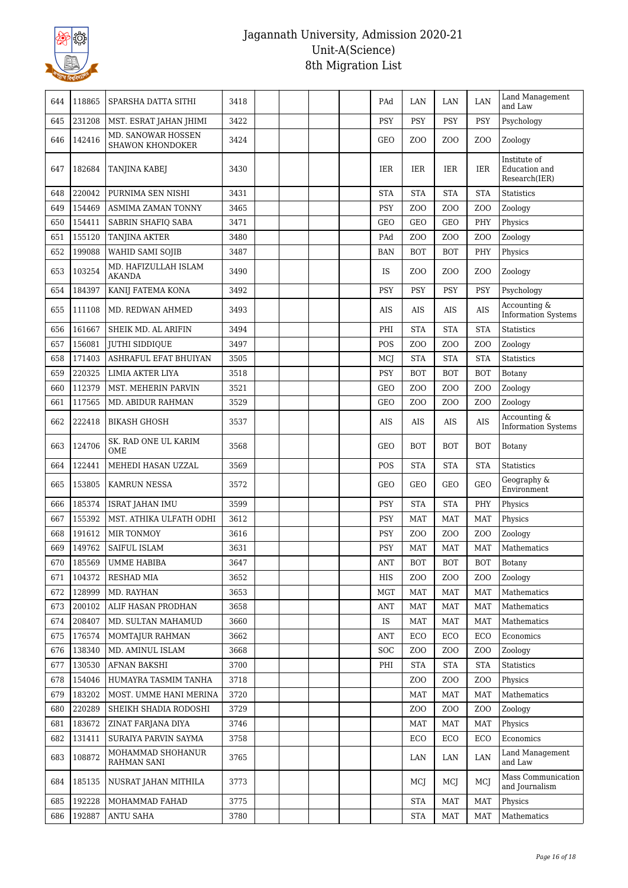# Jagannath University, Admission 2020-21
## Unit-A(Science)
## 8th Migration List

| | | | | | | | | | | | | |
|---|---|---|---|---|---|---|---|---|---|---|---|---|
| 644 | 118865 | SPARSHA DATTA SITHI | 3418 | | | | | PAd | LAN | LAN | LAN | Land Management and Law |
| 645 | 231208 | MST. ESRAT JAHAN JHIMI | 3422 | | | | | PSY | PSY | PSY | PSY | Psychology |
| 646 | 142416 | MD. SANOWAR HOSSEN SHAWON KHONDOKER | 3424 | | | | | GEO | ZOO | ZOO | ZOO | Zoology |
| 647 | 182684 | TANJINA KABEJ | 3430 | | | | | IER | IER | IER | IER | Institute of Education and Research(IER) |
| 648 | 220042 | PURNIMA SEN NISHI | 3431 | | | | | STA | STA | STA | STA | Statistics |
| 649 | 154469 | ASMIMA ZAMAN TONNY | 3465 | | | | | PSY | ZOO | ZOO | ZOO | Zoology |
| 650 | 154411 | SABRIN SHAFIQ SABA | 3471 | | | | | GEO | GEO | GEO | PHY | Physics |
| 651 | 155120 | TANJINA AKTER | 3480 | | | | | PAd | ZOO | ZOO | ZOO | Zoology |
| 652 | 199088 | WAHID SAMI SOJIB | 3487 | | | | | BAN | BOT | BOT | PHY | Physics |
| 653 | 103254 | MD. HAFIZULLAH ISLAM AKANDA | 3490 | | | | | IS | ZOO | ZOO | ZOO | Zoology |
| 654 | 184397 | KANIJ FATEMA KONA | 3492 | | | | | PSY | PSY | PSY | PSY | Psychology |
| 655 | 111108 | MD. REDWAN AHMED | 3493 | | | | | AIS | AIS | AIS | AIS | Accounting & Information Systems |
| 656 | 161667 | SHEIK MD. AL ARIFIN | 3494 | | | | | PHI | STA | STA | STA | Statistics |
| 657 | 156081 | JUTHI SIDDIQUE | 3497 | | | | | POS | ZOO | ZOO | ZOO | Zoology |
| 658 | 171403 | ASHRAFUL EFAT BHUIYAN | 3505 | | | | | MCJ | STA | STA | STA | Statistics |
| 659 | 220325 | LIMIA AKTER LIYA | 3518 | | | | | PSY | BOT | BOT | BOT | Botany |
| 660 | 112379 | MST. MEHERIN PARVIN | 3521 | | | | | GEO | ZOO | ZOO | ZOO | Zoology |
| 661 | 117565 | MD. ABIDUR RAHMAN | 3529 | | | | | GEO | ZOO | ZOO | ZOO | Zoology |
| 662 | 222418 | BIKASH GHOSH | 3537 | | | | | AIS | AIS | AIS | AIS | Accounting & Information Systems |
| 663 | 124706 | SK. RAD ONE UL KARIM OME | 3568 | | | | | GEO | BOT | BOT | BOT | Botany |
| 664 | 122441 | MEHEDI HASAN UZZAL | 3569 | | | | | POS | STA | STA | STA | Statistics |
| 665 | 153805 | KAMRUN NESSA | 3572 | | | | | GEO | GEO | GEO | GEO | Geography & Environment |
| 666 | 185374 | ISRAT JAHAN IMU | 3599 | | | | | PSY | STA | STA | PHY | Physics |
| 667 | 155392 | MST. ATHIKA ULFATH ODHI | 3612 | | | | | PSY | MAT | MAT | MAT | Physics |
| 668 | 191612 | MIR TONMOY | 3616 | | | | | PSY | ZOO | ZOO | ZOO | Zoology |
| 669 | 149762 | SAIFUL ISLAM | 3631 | | | | | PSY | MAT | MAT | MAT | Mathematics |
| 670 | 185569 | UMME HABIBA | 3647 | | | | | ANT | BOT | BOT | BOT | Botany |
| 671 | 104372 | RESHAD MIA | 3652 | | | | | HIS | ZOO | ZOO | ZOO | Zoology |
| 672 | 128999 | MD. RAYHAN | 3653 | | | | | MGT | MAT | MAT | MAT | Mathematics |
| 673 | 200102 | ALIF HASAN PRODHAN | 3658 | | | | | ANT | MAT | MAT | MAT | Mathematics |
| 674 | 208407 | MD. SULTAN MAHAMUD | 3660 | | | | | IS | MAT | MAT | MAT | Mathematics |
| 675 | 176574 | MOMTAJUR RAHMAN | 3662 | | | | | ANT | ECO | ECO | ECO | Economics |
| 676 | 138340 | MD. AMINUL ISLAM | 3668 | | | | | SOC | ZOO | ZOO | ZOO | Zoology |
| 677 | 130530 | AFNAN BAKSHI | 3700 | | | | | PHI | STA | STA | STA | Statistics |
| 678 | 154046 | HUMAYRA TASMIM TANHA | 3718 | | | | | | ZOO | ZOO | ZOO | Physics |
| 679 | 183202 | MOST. UMME HANI MERINA | 3720 | | | | | | MAT | MAT | MAT | Mathematics |
| 680 | 220289 | SHEIKH SHADIA RODOSHI | 3729 | | | | | | ZOO | ZOO | ZOO | Zoology |
| 681 | 183672 | ZINAT FARJANA DIYA | 3746 | | | | | | MAT | MAT | MAT | Physics |
| 682 | 131411 | SURAIYA PARVIN SAYMA | 3758 | | | | | | ECO | ECO | ECO | Economics |
| 683 | 108872 | MOHAMMAD SHOHANUR RAHMAN SANI | 3765 | | | | | | LAN | LAN | LAN | Land Management and Law |
| 684 | 185135 | NUSRAT JAHAN MITHILA | 3773 | | | | | | MCJ | MCJ | MCJ | Mass Communication and Journalism |
| 685 | 192228 | MOHAMMAD FAHAD | 3775 | | | | | | STA | MAT | MAT | Physics |
| 686 | 192887 | ANTU SAHA | 3780 | | | | | | STA | MAT | MAT | Mathematics |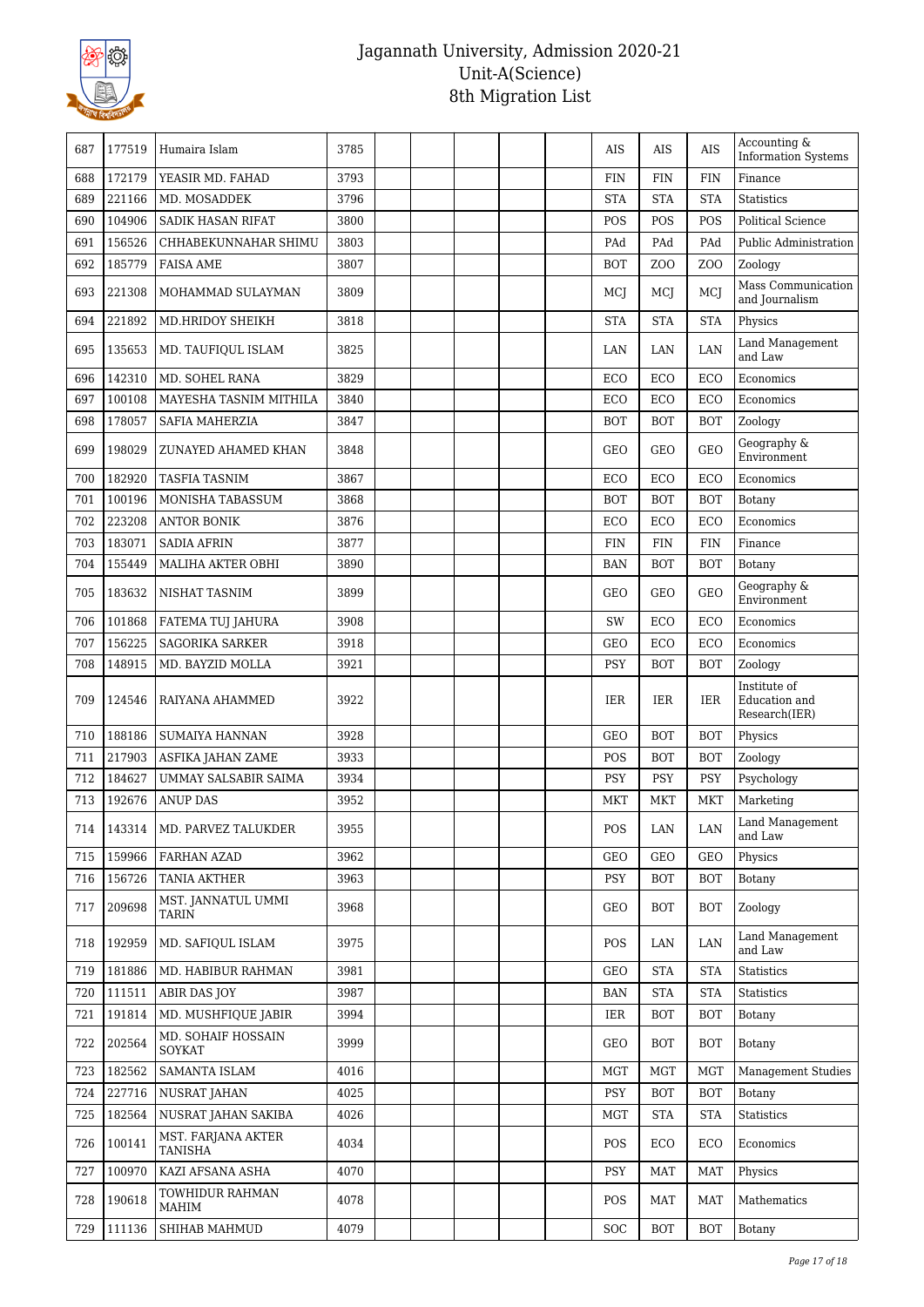| 687 | 177519 | Humaira Islam | 3785 | | | | | | AIS | AIS | AIS | Accounting & Information Systems |
|---|---|---|---|---|---|---|---|---|---|---|---|---|
| 688 | 172179 | YEASIR MD. FAHAD | 3793 | | | | | | FIN | FIN | FIN | Finance |
| 689 | 221166 | MD. MOSADDEK | 3796 | | | | | | STA | STA | STA | Statistics |
| 690 | 104906 | SADIK HASAN RIFAT | 3800 | | | | | | POS | POS | POS | Political Science |
| 691 | 156526 | CHHABEKUNNAHAR SHIMU | 3803 | | | | | | PAd | PAd | PAd | Public Administration |
| 692 | 185779 | FAISA AME | 3807 | | | | | | BOT | ZOO | ZOO | Zoology |
| 693 | 221308 | MOHAMMAD SULAYMAN | 3809 | | | | | | MCJ | MCJ | MCJ | Mass Communication and Journalism |
| 694 | 221892 | MD.HRIDOY SHEIKH | 3818 | | | | | | STA | STA | STA | Physics |
| 695 | 135653 | MD. TAUFIQUL ISLAM | 3825 | | | | | | LAN | LAN | LAN | Land Management and Law |
| 696 | 142310 | MD. SOHEL RANA | 3829 | | | | | | ECO | ECO | ECO | Economics |
| 697 | 100108 | MAYESHA TASNIM MITHILA | 3840 | | | | | | ECO | ECO | ECO | Economics |
| 698 | 178057 | SAFIA MAHERZIA | 3847 | | | | | | BOT | BOT | BOT | Zoology |
| 699 | 198029 | ZUNAYED AHAMED KHAN | 3848 | | | | | | GEO | GEO | GEO | Geography & Environment |
| 700 | 182920 | TASFIA TASNIM | 3867 | | | | | | ECO | ECO | ECO | Economics |
| 701 | 100196 | MONISHA TABASSUM | 3868 | | | | | | BOT | BOT | BOT | Botany |
| 702 | 223208 | ANTOR BONIK | 3876 | | | | | | ECO | ECO | ECO | Economics |
| 703 | 183071 | SADIA AFRIN | 3877 | | | | | | FIN | FIN | FIN | Finance |
| 704 | 155449 | MALIHA AKTER OBHI | 3890 | | | | | | BAN | BOT | BOT | Botany |
| 705 | 183632 | NISHAT TASNIM | 3899 | | | | | | GEO | GEO | GEO | Geography & Environment |
| 706 | 101868 | FATEMA TUJ JAHURA | 3908 | | | | | | SW | ECO | ECO | Economics |
| 707 | 156225 | SAGORIKA SARKER | 3918 | | | | | | GEO | ECO | ECO | Economics |
| 708 | 148915 | MD. BAYZID MOLLA | 3921 | | | | | | PSY | BOT | BOT | Zoology |
| 709 | 124546 | RAIYANA AHAMMED | 3922 | | | | | | IER | IER | IER | Institute of Education and Research(IER) |
| 710 | 188186 | SUMAIYA HANNAN | 3928 | | | | | | GEO | BOT | BOT | Physics |
| 711 | 217903 | ASFIKA JAHAN ZAME | 3933 | | | | | | POS | BOT | BOT | Zoology |
| 712 | 184627 | UMMAY SALSABIR SAIMA | 3934 | | | | | | PSY | PSY | PSY | Psychology |
| 713 | 192676 | ANUP DAS | 3952 | | | | | | MKT | MKT | MKT | Marketing |
| 714 | 143314 | MD. PARVEZ TALUKDER | 3955 | | | | | | POS | LAN | LAN | Land Management and Law |
| 715 | 159966 | FARHAN AZAD | 3962 | | | | | | GEO | GEO | GEO | Physics |
| 716 | 156726 | TANIA AKTHER | 3963 | | | | | | PSY | BOT | BOT | Botany |
| 717 | 209698 | MST. JANNATUL UMMI TARIN | 3968 | | | | | | GEO | BOT | BOT | Zoology |
| 718 | 192959 | MD. SAFIQUL ISLAM | 3975 | | | | | | POS | LAN | LAN | Land Management and Law |
| 719 | 181886 | MD. HABIBUR RAHMAN | 3981 | | | | | | GEO | STA | STA | Statistics |
| 720 | 111511 | ABIR DAS JOY | 3987 | | | | | | BAN | STA | STA | Statistics |
| 721 | 191814 | MD. MUSHFIQUE JABIR | 3994 | | | | | | IER | BOT | BOT | Botany |
| 722 | 202564 | MD. SOHAIF HOSSAIN SOYKAT | 3999 | | | | | | GEO | BOT | BOT | Botany |
| 723 | 182562 | SAMANTA ISLAM | 4016 | | | | | | MGT | MGT | MGT | Management Studies |
| 724 | 227716 | NUSRAT JAHAN | 4025 | | | | | | PSY | BOT | BOT | Botany |
| 725 | 182564 | NUSRAT JAHAN SAKIBA | 4026 | | | | | | MGT | STA | STA | Statistics |
| 726 | 100141 | MST. FARJANA AKTER TANISHA | 4034 | | | | | | POS | ECO | ECO | Economics |
| 727 | 100970 | KAZI AFSANA ASHA | 4070 | | | | | | PSY | MAT | MAT | Physics |
| 728 | 190618 | TOWHIDUR RAHMAN MAHIM | 4078 | | | | | | POS | MAT | MAT | Mathematics |
| 729 | 111136 | SHIHAB MAHMUD | 4079 | | | | | | SOC | BOT | BOT | Botany |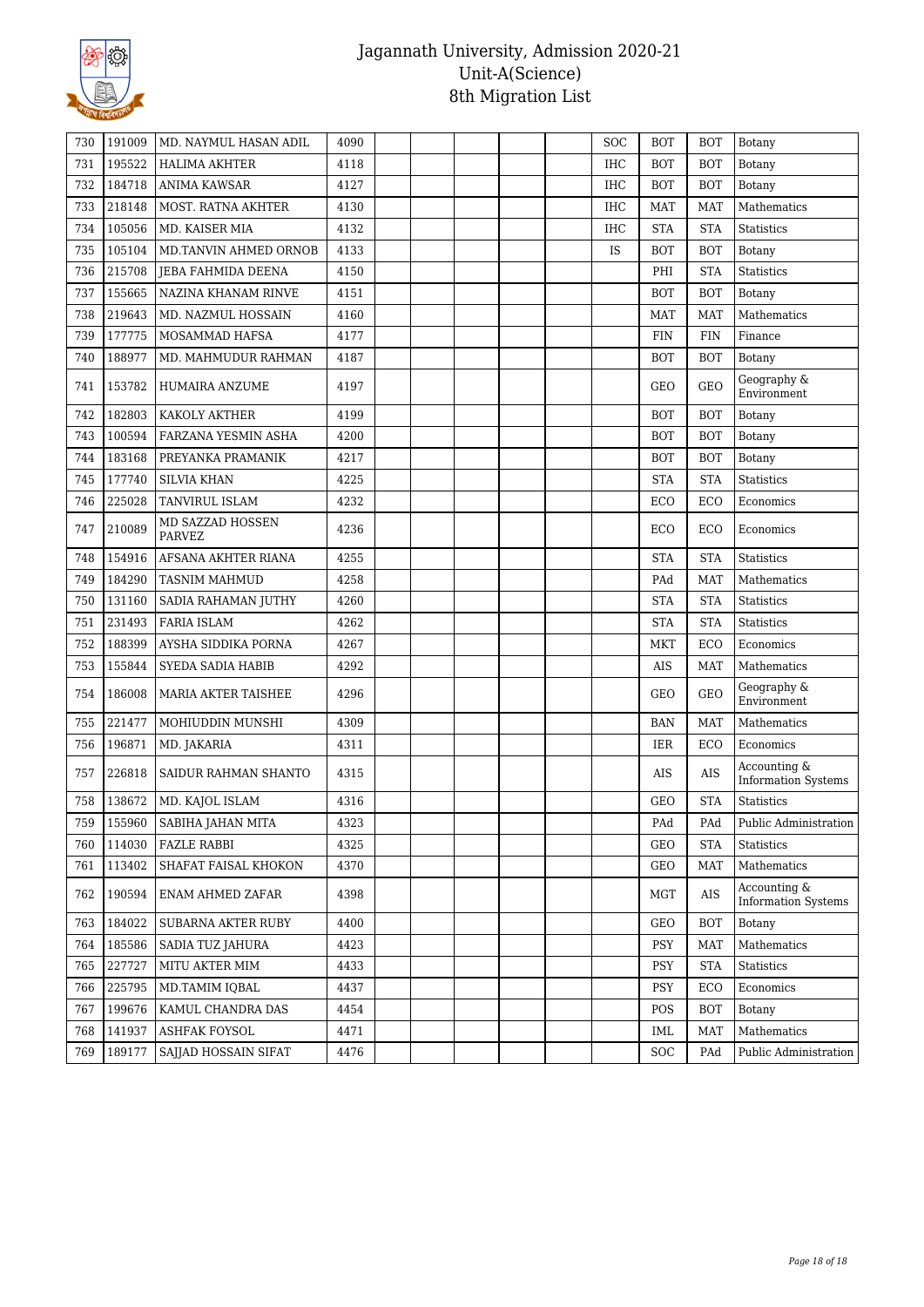| | | | | | | | | | | | | |
|---|---|---|---|---|---|---|---|---|---|---|---|---|
| 730 | 191009 | MD. NAYMUL HASAN ADIL | 4090 | | | | | | SOC | BOT | BOT | Botany |
| 731 | 195522 | HALIMA AKHTER | 4118 | | | | | | IHC | BOT | BOT | Botany |
| 732 | 184718 | ANIMA KAWSAR | 4127 | | | | | | IHC | BOT | BOT | Botany |
| 733 | 218148 | MOST. RATNA AKHTER | 4130 | | | | | | IHC | MAT | MAT | Mathematics |
| 734 | 105056 | MD. KAISER MIA | 4132 | | | | | | IHC | STA | STA | Statistics |
| 735 | 105104 | MD.TANVIN AHMED ORNOB | 4133 | | | | | | IS | BOT | BOT | Botany |
| 736 | 215708 | JEBA FAHMIDA DEENA | 4150 | | | | | | | PHI | STA | Statistics |
| 737 | 155665 | NAZINA KHANAM RINVE | 4151 | | | | | | | BOT | BOT | Botany |
| 738 | 219643 | MD. NAZMUL HOSSAIN | 4160 | | | | | | | MAT | MAT | Mathematics |
| 739 | 177775 | MOSAMMAD HAFSA | 4177 | | | | | | | FIN | FIN | Finance |
| 740 | 188977 | MD. MAHMUDUR RAHMAN | 4187 | | | | | | | BOT | BOT | Botany |
| 741 | 153782 | HUMAIRA ANZUME | 4197 | | | | | | | GEO | GEO | Geography & Environment |
| 742 | 182803 | KAKOLY AKTHER | 4199 | | | | | | | BOT | BOT | Botany |
| 743 | 100594 | FARZANA YESMIN ASHA | 4200 | | | | | | | BOT | BOT | Botany |
| 744 | 183168 | PREYANKA PRAMANIK | 4217 | | | | | | | BOT | BOT | Botany |
| 745 | 177740 | SILVIA KHAN | 4225 | | | | | | | STA | STA | Statistics |
| 746 | 225028 | TANVIRUL ISLAM | 4232 | | | | | | | ECO | ECO | Economics |
| 747 | 210089 | MD SAZZAD HOSSEN PARVEZ | 4236 | | | | | | | ECO | ECO | Economics |
| 748 | 154916 | AFSANA AKHTER RIANA | 4255 | | | | | | | STA | STA | Statistics |
| 749 | 184290 | TASNIM MAHMUD | 4258 | | | | | | | PAd | MAT | Mathematics |
| 750 | 131160 | SADIA RAHAMAN JUTHY | 4260 | | | | | | | STA | STA | Statistics |
| 751 | 231493 | FARIA ISLAM | 4262 | | | | | | | STA | STA | Statistics |
| 752 | 188399 | AYSHA SIDDIKA PORNA | 4267 | | | | | | | MKT | ECO | Economics |
| 753 | 155844 | SYEDA SADIA HABIB | 4292 | | | | | | | AIS | MAT | Mathematics |
| 754 | 186008 | MARIA AKTER TAISHEE | 4296 | | | | | | | GEO | GEO | Geography & Environment |
| 755 | 221477 | MOHIUDDIN MUNSHI | 4309 | | | | | | | BAN | MAT | Mathematics |
| 756 | 196871 | MD. JAKARIA | 4311 | | | | | | | IER | ECO | Economics |
| 757 | 226818 | SAIDUR RAHMAN SHANTO | 4315 | | | | | | | AIS | AIS | Accounting & Information Systems |
| 758 | 138672 | MD. KAJOL ISLAM | 4316 | | | | | | | GEO | STA | Statistics |
| 759 | 155960 | SABIHA JAHAN MITA | 4323 | | | | | | | PAd | PAd | Public Administration |
| 760 | 114030 | FAZLE RABBI | 4325 | | | | | | | GEO | STA | Statistics |
| 761 | 113402 | SHAFAT FAISAL KHOKON | 4370 | | | | | | | GEO | MAT | Mathematics |
| 762 | 190594 | ENAM AHMED ZAFAR | 4398 | | | | | | | MGT | AIS | Accounting & Information Systems |
| 763 | 184022 | SUBARNA AKTER RUBY | 4400 | | | | | | | GEO | BOT | Botany |
| 764 | 185586 | SADIA TUZ JAHURA | 4423 | | | | | | | PSY | MAT | Mathematics |
| 765 | 227727 | MITU AKTER MIM | 4433 | | | | | | | PSY | STA | Statistics |
| 766 | 225795 | MD.TAMIM IQBAL | 4437 | | | | | | | PSY | ECO | Economics |
| 767 | 199676 | KAMUL CHANDRA DAS | 4454 | | | | | | | POS | BOT | Botany |
| 768 | 141937 | ASHFAK FOYSOL | 4471 | | | | | | | IML | MAT | Mathematics |
| 769 | 189177 | SAJJAD HOSSAIN SIFAT | 4476 | | | | | | | SOC | PAd | Public Administration |